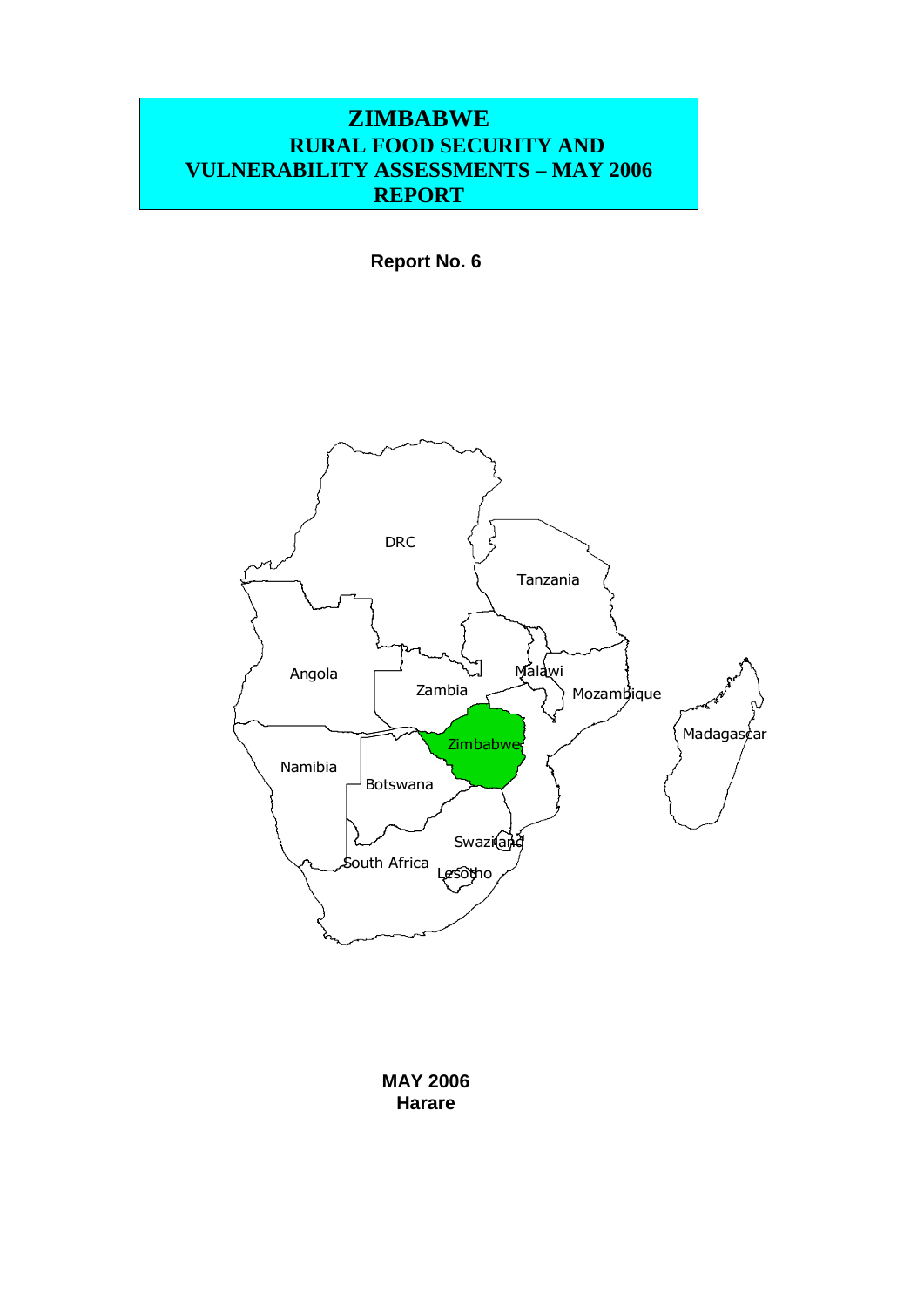# ZIMBABWE

## RURAL FOOD SECURITY AND VULNERABILITY ASSESSMENTS – MAY 2006 REPORT

**Report No. 6**

**MAY 2006**
**Harare**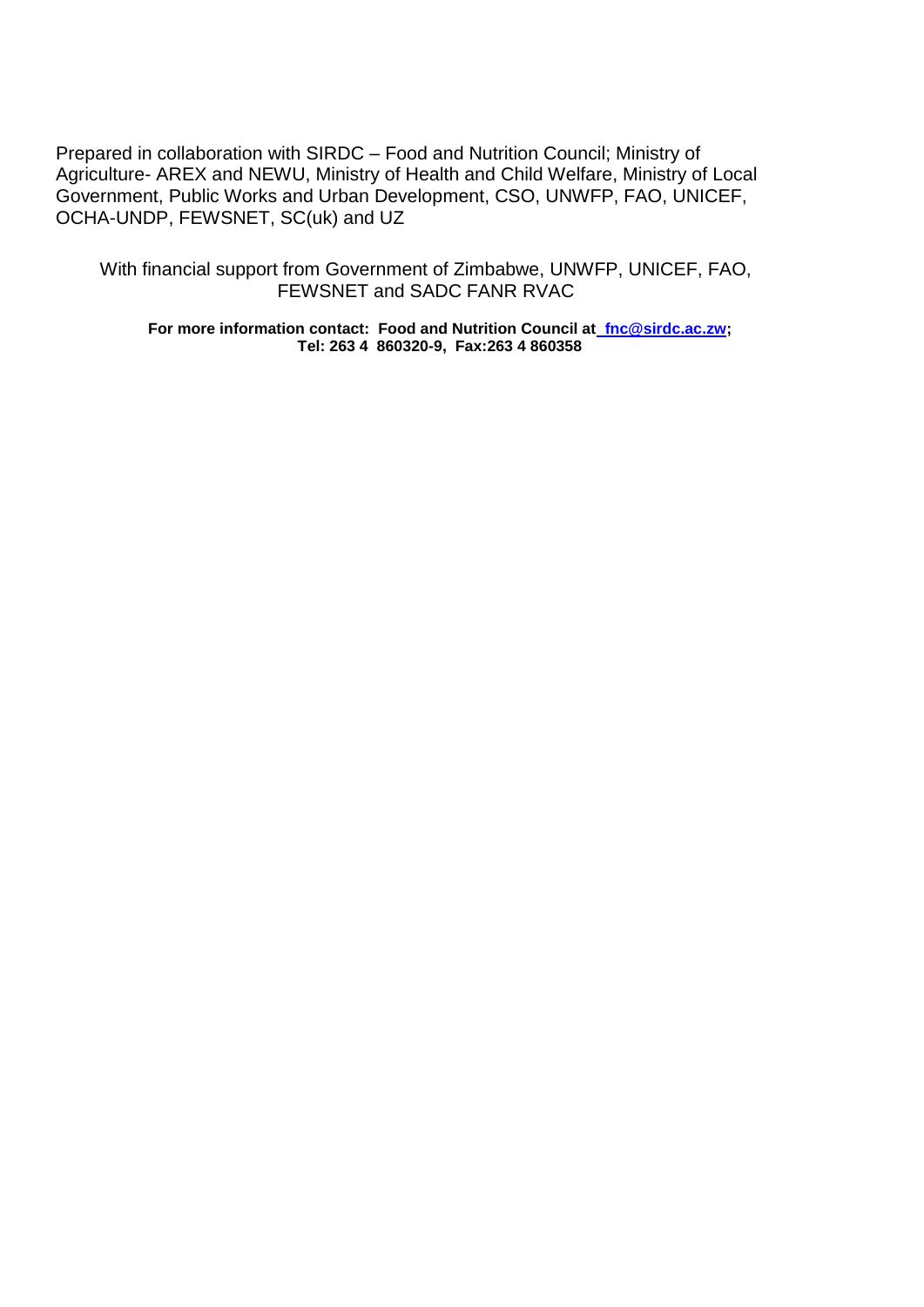Prepared in collaboration with SIRDC – Food and Nutrition Council; Ministry of Agriculture- AREX and NEWU, Ministry of Health and Child Welfare, Ministry of Local Government, Public Works and Urban Development, CSO, UNWFP, FAO, UNICEF, OCHA-UNDP, FEWSNET, SC(uk) and UZ

With financial support from Government of Zimbabwe, UNWFP, UNICEF, FAO, FEWSNET and SADC FANR RVAC

**For more information contact: Food and Nutrition Council at fnc@sirdc.ac.zw; Tel: 263 4 860320-9, Fax:263 4 860358**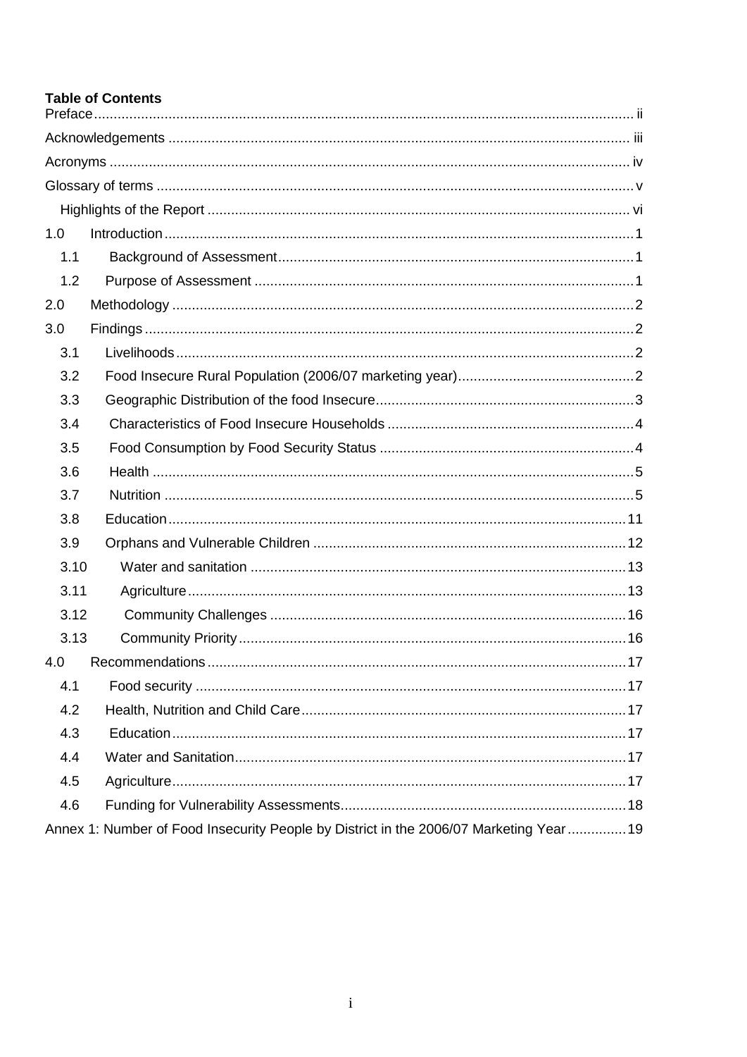**Table of Contents**

Preface ........................................................................................................................................ ii

Acknowledgements ...................................................................................................................... iii

Acronyms ..................................................................................................................................... iv

Glossary of terms .......................................................................................................................... v

Highlights of the Report ............................................................................................................... vi

1.0 Introduction ............................................................................................................................. 1

1.1 Background of Assessment ....................................................................................................... 1

1.2 Purpose of Assessment ............................................................................................................. 1

2.0 Methodology ............................................................................................................................ 2

3.0 Findings ................................................................................................................................... 2

3.1 Livelihoods ............................................................................................................................... 2

3.2 Food Insecure Rural Population (2006/07 marketing year) ....................................................... 2

3.3 Geographic Distribution of the food Insecure ............................................................................ 3

3.4 Characteristics of Food Insecure Households ........................................................................... 4

3.5 Food Consumption by Food Security Status ............................................................................. 4

3.6 Health ....................................................................................................................................... 5

3.7 Nutrition ................................................................................................................................... 5

3.8 Education ................................................................................................................................ 11

3.9 Orphans and Vulnerable Children ............................................................................................ 12

3.10 Water and sanitation ............................................................................................................. 13

3.11 Agriculture ............................................................................................................................. 13

3.12 Community Challenges .......................................................................................................... 16

3.13 Community Priority ................................................................................................................ 16

4.0 Recommendations .................................................................................................................. 17

4.1 Food security ........................................................................................................................... 17

4.2 Health, Nutrition and Child Care .............................................................................................. 17

4.3 Education ................................................................................................................................ 17

4.4 Water and Sanitation ............................................................................................................... 17

4.5 Agriculture ............................................................................................................................... 17

4.6 Funding for Vulnerability Assessments ..................................................................................... 18

Annex 1: Number of Food Insecurity People by District in the 2006/07 Marketing Year .............. 19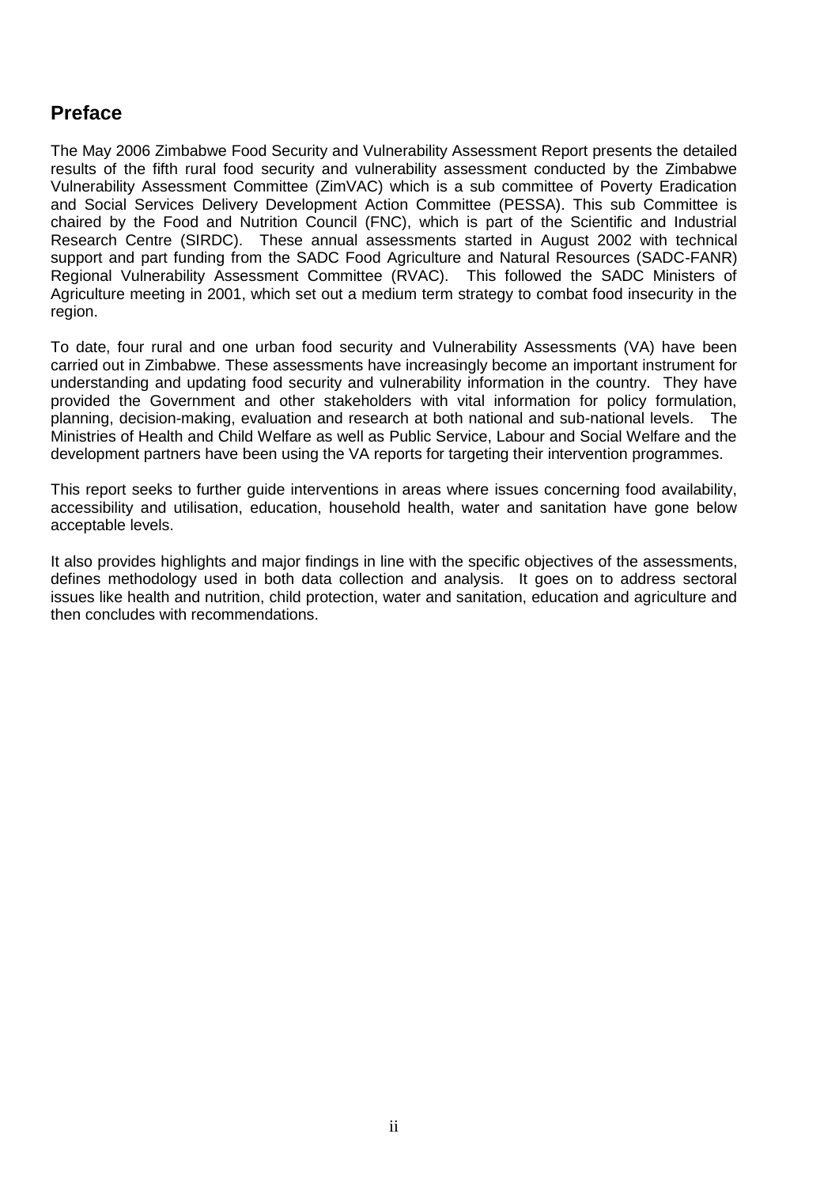## Preface

The May 2006 Zimbabwe Food Security and Vulnerability Assessment Report presents the detailed results of the fifth rural food security and vulnerability assessment conducted by the Zimbabwe Vulnerability Assessment Committee (ZimVAC) which is a sub committee of Poverty Eradication and Social Services Delivery Development Action Committee (PESSA). This sub Committee is chaired by the Food and Nutrition Council (FNC), which is part of the Scientific and Industrial Research Centre (SIRDC). These annual assessments started in August 2002 with technical support and part funding from the SADC Food Agriculture and Natural Resources (SADC-FANR) Regional Vulnerability Assessment Committee (RVAC). This followed the SADC Ministers of Agriculture meeting in 2001, which set out a medium term strategy to combat food insecurity in the region.

To date, four rural and one urban food security and Vulnerability Assessments (VA) have been carried out in Zimbabwe. These assessments have increasingly become an important instrument for understanding and updating food security and vulnerability information in the country. They have provided the Government and other stakeholders with vital information for policy formulation, planning, decision-making, evaluation and research at both national and sub-national levels. The Ministries of Health and Child Welfare as well as Public Service, Labour and Social Welfare and the development partners have been using the VA reports for targeting their intervention programmes.

This report seeks to further guide interventions in areas where issues concerning food availability, accessibility and utilisation, education, household health, water and sanitation have gone below acceptable levels.

It also provides highlights and major findings in line with the specific objectives of the assessments, defines methodology used in both data collection and analysis. It goes on to address sectoral issues like health and nutrition, child protection, water and sanitation, education and agriculture and then concludes with recommendations.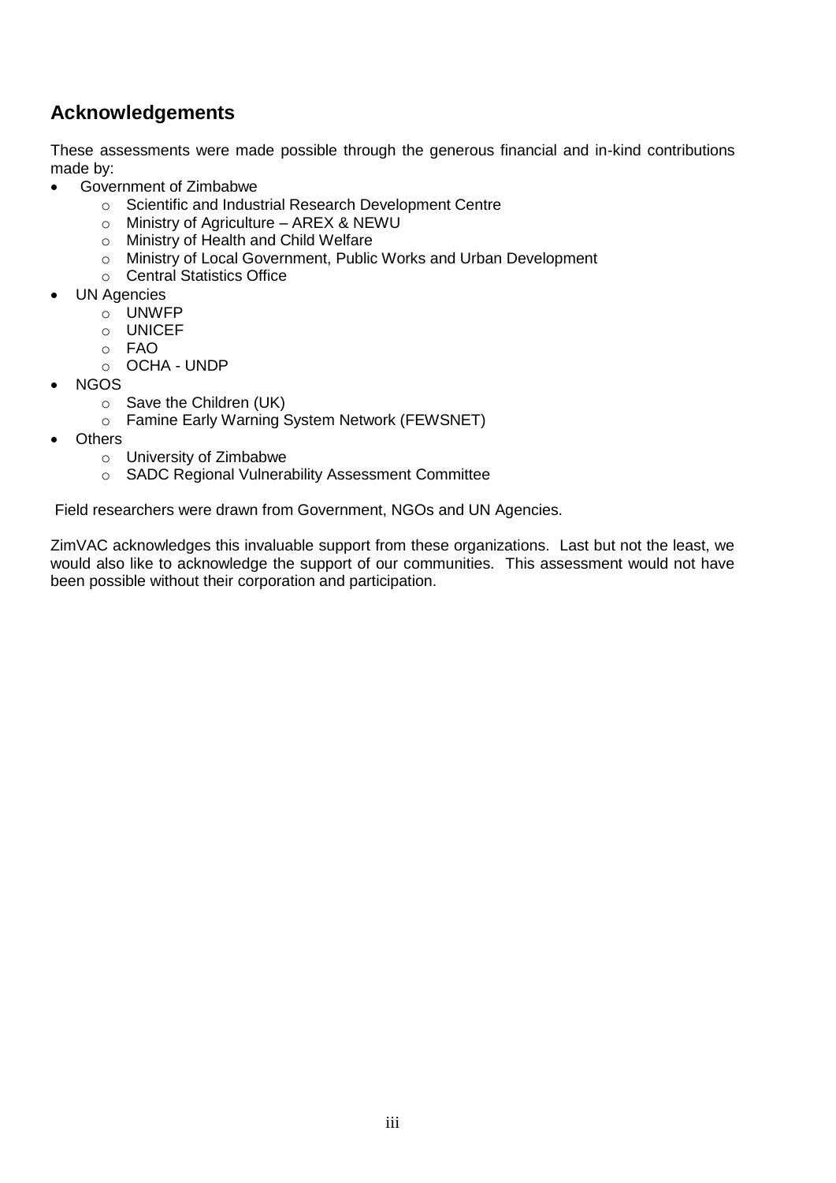## Acknowledgements

These assessments were made possible through the generous financial and in-kind contributions made by:

- Government of Zimbabwe
    - Scientific and Industrial Research Development Centre
    - Ministry of Agriculture – AREX & NEWU
    - Ministry of Health and Child Welfare
    - Ministry of Local Government, Public Works and Urban Development
    - Central Statistics Office
- UN Agencies
    - UNWFP
    - UNICEF
    - FAO
    - OCHA - UNDP
- NGOS
    - Save the Children (UK)
    - Famine Early Warning System Network (FEWSNET)
- Others
    - University of Zimbabwe
    - SADC Regional Vulnerability Assessment Committee

Field researchers were drawn from Government, NGOs and UN Agencies.

ZimVAC acknowledges this invaluable support from these organizations. Last but not the least, we would also like to acknowledge the support of our communities. This assessment would not have been possible without their corporation and participation.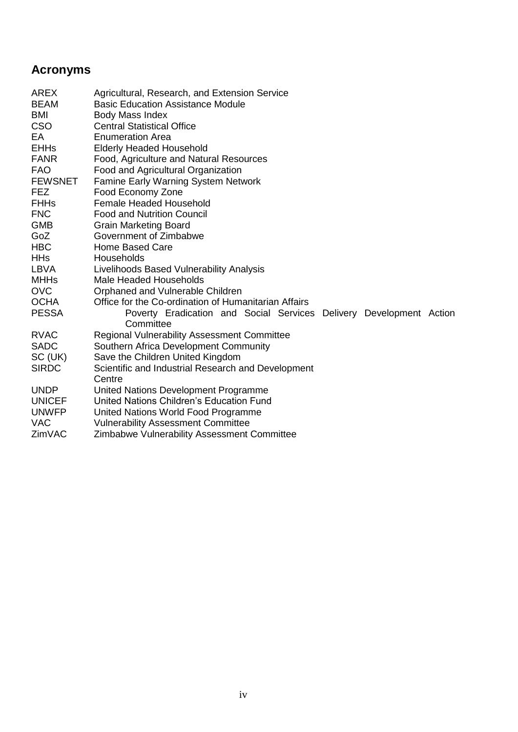## Acronyms

| | |
|---|---|
| AREX | Agricultural, Research, and Extension Service |
| BEAM | Basic Education Assistance Module |
| BMI | Body Mass Index |
| CSO | Central Statistical Office |
| EA | Enumeration Area |
| EHHs | Elderly Headed Household |
| FANR | Food, Agriculture and Natural Resources |
| FAO | Food and Agricultural Organization |
| FEWSNET | Famine Early Warning System Network |
| FEZ | Food Economy Zone |
| FHHs | Female Headed Household |
| FNC | Food and Nutrition Council |
| GMB | Grain Marketing Board |
| GoZ | Government of Zimbabwe |
| HBC | Home Based Care |
| HHs | Households |
| LBVA | Livelihoods Based Vulnerability Analysis |
| MHHs | Male Headed Households |
| OVC | Orphaned and Vulnerable Children |
| OCHA | Office for the Co-ordination of Humanitarian Affairs |
| PESSA | Poverty Eradication and Social Services Delivery Development Action Committee |
| RVAC | Regional Vulnerability Assessment Committee |
| SADC | Southern Africa Development Community |
| SC (UK) | Save the Children United Kingdom |
| SIRDC | Scientific and Industrial Research and Development Centre |
| UNDP | United Nations Development Programme |
| UNICEF | United Nations Children's Education Fund |
| UNWFP | United Nations World Food Programme |
| VAC | Vulnerability Assessment Committee |
| ZimVAC | Zimbabwe Vulnerability Assessment Committee |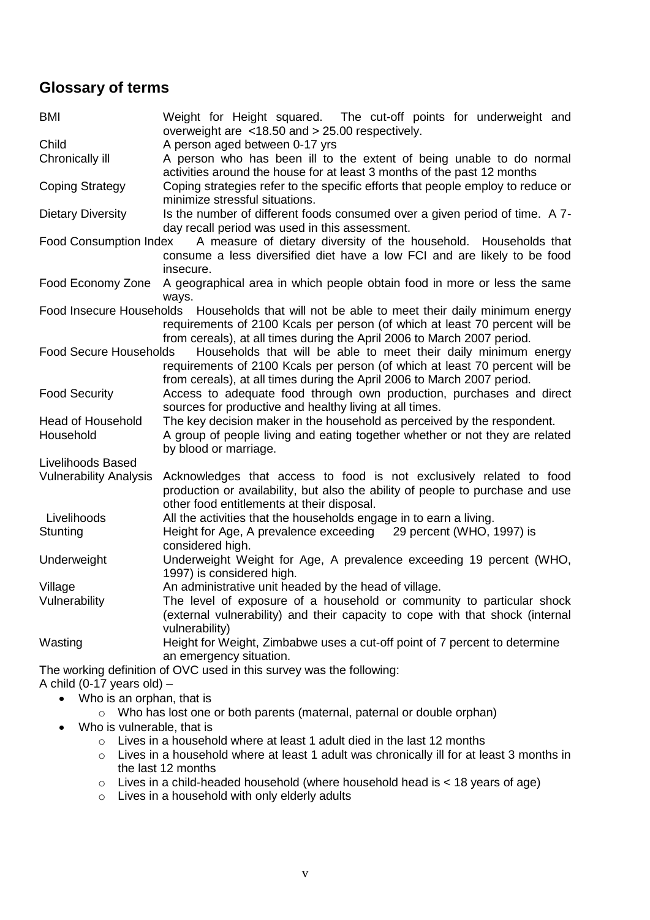## Glossary of terms

| | |
|---|---|
| BMI | Weight for Height squared. The cut-off points for underweight and overweight are <18.50 and > 25.00 respectively. |
| Child | A person aged between 0-17 yrs |
| Chronically ill | A person who has been ill to the extent of being unable to do normal activities around the house for at least 3 months of the past 12 months |
| Coping Strategy | Coping strategies refer to the specific efforts that people employ to reduce or minimize stressful situations. |
| Dietary Diversity | Is the number of different foods consumed over a given period of time. A 7-day recall period was used in this assessment. |
| Food Consumption Index | A measure of dietary diversity of the household. Households that consume a less diversified diet have a low FCI and are likely to be food insecure. |
| Food Economy Zone | A geographical area in which people obtain food in more or less the same ways. |
| Food Insecure Households | Households that will not be able to meet their daily minimum energy requirements of 2100 Kcals per person (of which at least 70 percent will be from cereals), at all times during the April 2006 to March 2007 period. |
| Food Secure Households | Households that will be able to meet their daily minimum energy requirements of 2100 Kcals per person (of which at least 70 percent will be from cereals), at all times during the April 2006 to March 2007 period. |
| Food Security | Access to adequate food through own production, purchases and direct sources for productive and healthy living at all times. |
| Head of Household | The key decision maker in the household as perceived by the respondent. |
| Household | A group of people living and eating together whether or not they are related by blood or marriage. |
| Livelihoods Based Vulnerability Analysis | Acknowledges that access to food is not exclusively related to food production or availability, but also the ability of people to purchase and use other food entitlements at their disposal. |
| Livelihoods | All the activities that the households engage in to earn a living. |
| Stunting | Height for Age, A prevalence exceeding 29 percent (WHO, 1997) is considered high. |
| Underweight | Underweight Weight for Age, A prevalence exceeding 19 percent (WHO, 1997) is considered high. |
| Village | An administrative unit headed by the head of village. |
| Vulnerability | The level of exposure of a household or community to particular shock (external vulnerability) and their capacity to cope with that shock (internal vulnerability) |
| Wasting | Height for Weight, Zimbabwe uses a cut-off point of 7 percent to determine an emergency situation. |

The working definition of OVC used in this survey was the following:

A child (0-17 years old) –

- Who is an orphan, that is
  - Who has lost one or both parents (maternal, paternal or double orphan)
- Who is vulnerable, that is
  - Lives in a household where at least 1 adult died in the last 12 months
  - Lives in a household where at least 1 adult was chronically ill for at least 3 months in the last 12 months
  - Lives in a child-headed household (where household head is < 18 years of age)
  - Lives in a household with only elderly adults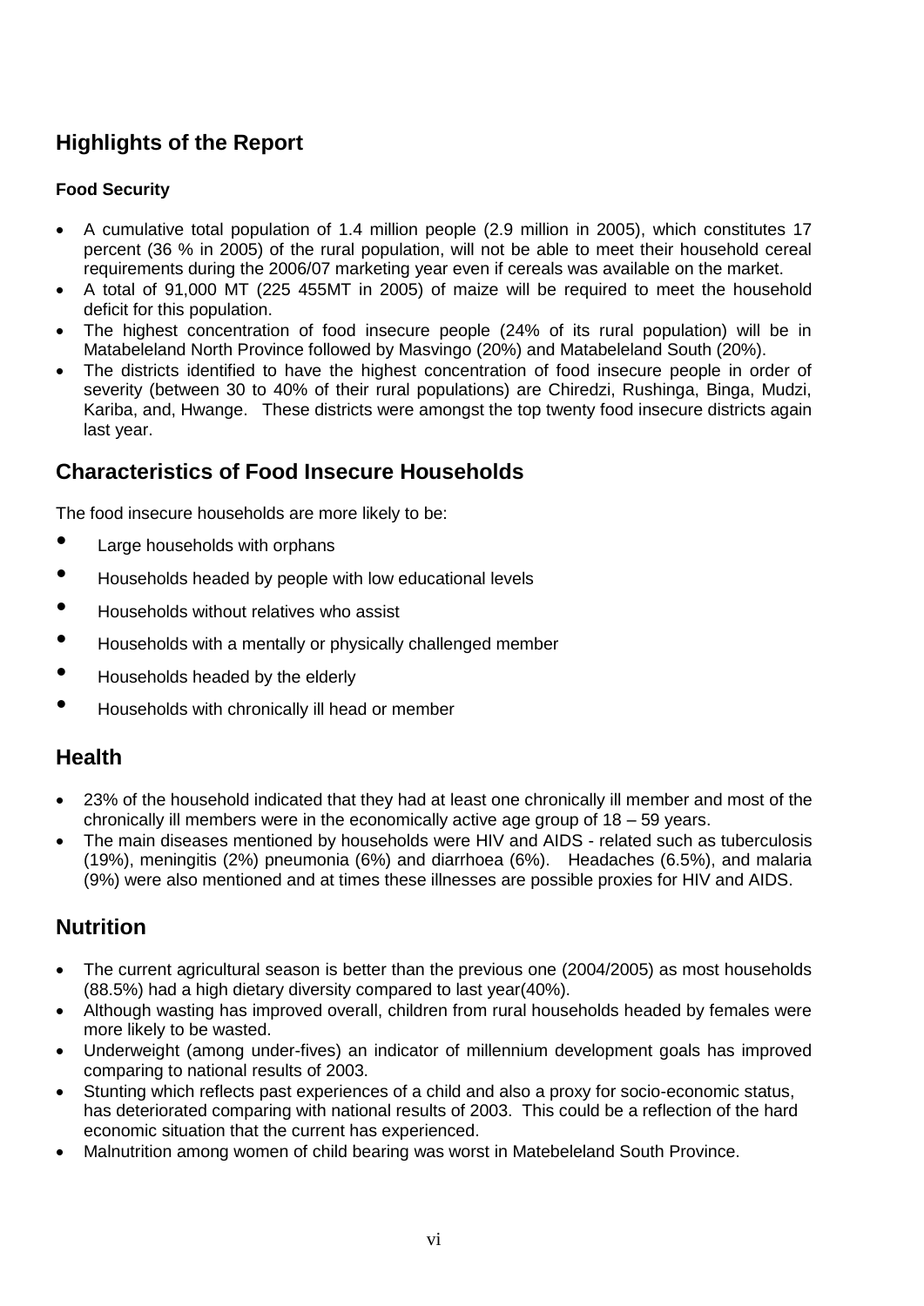## Highlights of the Report

### Food Security

- A cumulative total population of 1.4 million people (2.9 million in 2005), which constitutes 17 percent (36 % in 2005) of the rural population, will not be able to meet their household cereal requirements during the 2006/07 marketing year even if cereals was available on the market.
- A total of 91,000 MT (225 455MT in 2005) of maize will be required to meet the household deficit for this population.
- The highest concentration of food insecure people (24% of its rural population) will be in Matabeleland North Province followed by Masvingo (20%) and Matabeleland South (20%).
- The districts identified to have the highest concentration of food insecure people in order of severity (between 30 to 40% of their rural populations) are Chiredzi, Rushinga, Binga, Mudzi, Kariba, and, Hwange. These districts were amongst the top twenty food insecure districts again last year.

## Characteristics of Food Insecure Households

The food insecure households are more likely to be:

- Large households with orphans
- Households headed by people with low educational levels
- Households without relatives who assist
- Households with a mentally or physically challenged member
- Households headed by the elderly
- Households with chronically ill head or member

## Health

- 23% of the household indicated that they had at least one chronically ill member and most of the chronically ill members were in the economically active age group of 18 – 59 years.
- The main diseases mentioned by households were HIV and AIDS - related such as tuberculosis (19%), meningitis (2%) pneumonia (6%) and diarrhoea (6%). Headaches (6.5%), and malaria (9%) were also mentioned and at times these illnesses are possible proxies for HIV and AIDS.

## Nutrition

- The current agricultural season is better than the previous one (2004/2005) as most households (88.5%) had a high dietary diversity compared to last year(40%).
- Although wasting has improved overall, children from rural households headed by females were more likely to be wasted.
- Underweight (among under-fives) an indicator of millennium development goals has improved comparing to national results of 2003.
- Stunting which reflects past experiences of a child and also a proxy for socio-economic status, has deteriorated comparing with national results of 2003. This could be a reflection of the hard economic situation that the current has experienced.
- Malnutrition among women of child bearing was worst in Matebeleland South Province.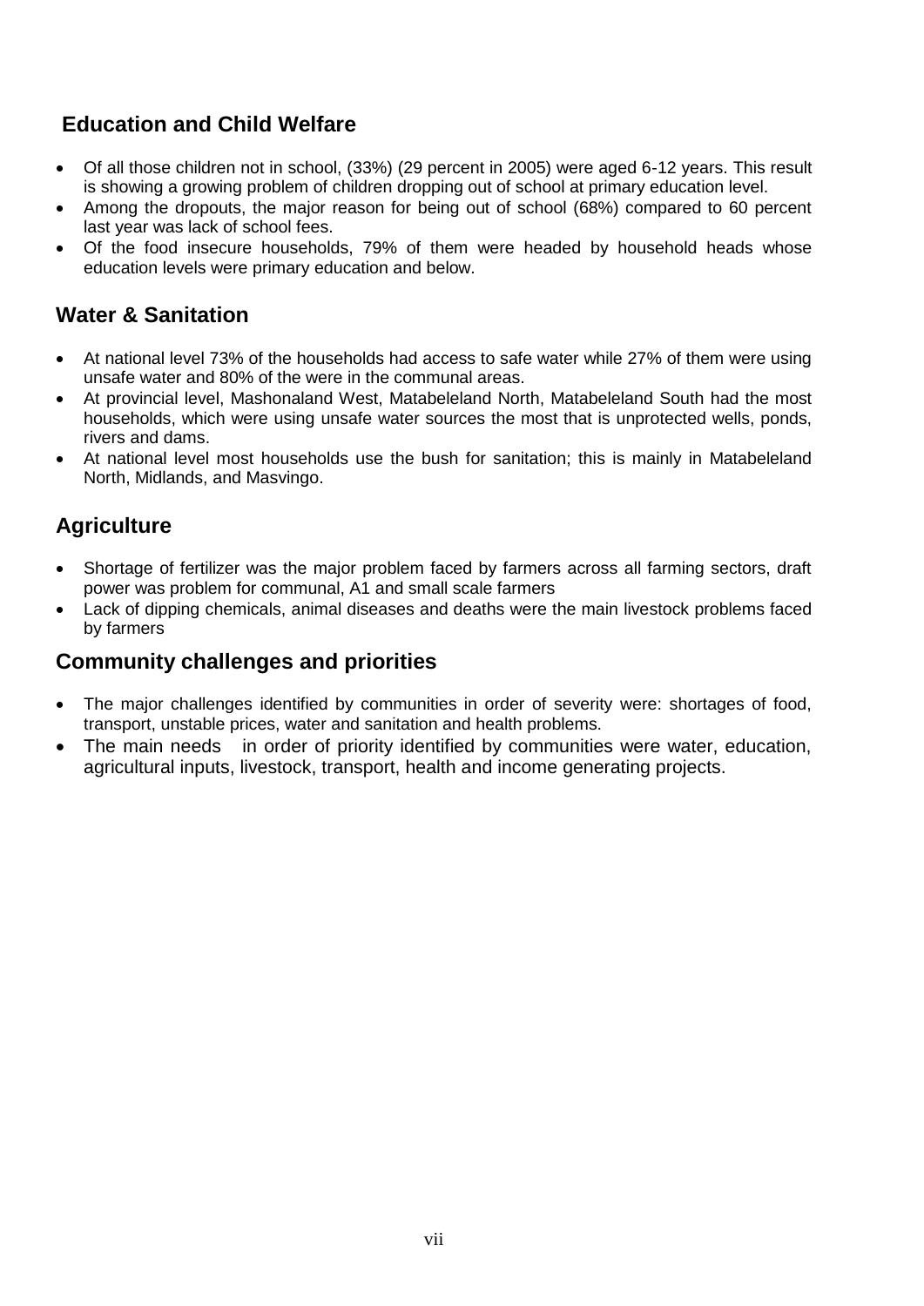## Education and Child Welfare

- Of all those children not in school, (33%) (29 percent in 2005) were aged 6-12 years. This result is showing a growing problem of children dropping out of school at primary education level.
- Among the dropouts, the major reason for being out of school (68%) compared to 60 percent last year was lack of school fees.
- Of the food insecure households, 79% of them were headed by household heads whose education levels were primary education and below.

## Water & Sanitation

- At national level 73% of the households had access to safe water while 27% of them were using unsafe water and 80% of the were in the communal areas.
- At provincial level, Mashonaland West, Matabeleland North, Matabeleland South had the most households, which were using unsafe water sources the most that is unprotected wells, ponds, rivers and dams.
- At national level most households use the bush for sanitation; this is mainly in Matabeleland North, Midlands, and Masvingo.

## Agriculture

- Shortage of fertilizer was the major problem faced by farmers across all farming sectors, draft power was problem for communal, A1 and small scale farmers
- Lack of dipping chemicals, animal diseases and deaths were the main livestock problems faced by farmers

## Community challenges and priorities

- The major challenges identified by communities in order of severity were: shortages of food, transport, unstable prices, water and sanitation and health problems.
- The main needs in order of priority identified by communities were water, education, agricultural inputs, livestock, transport, health and income generating projects.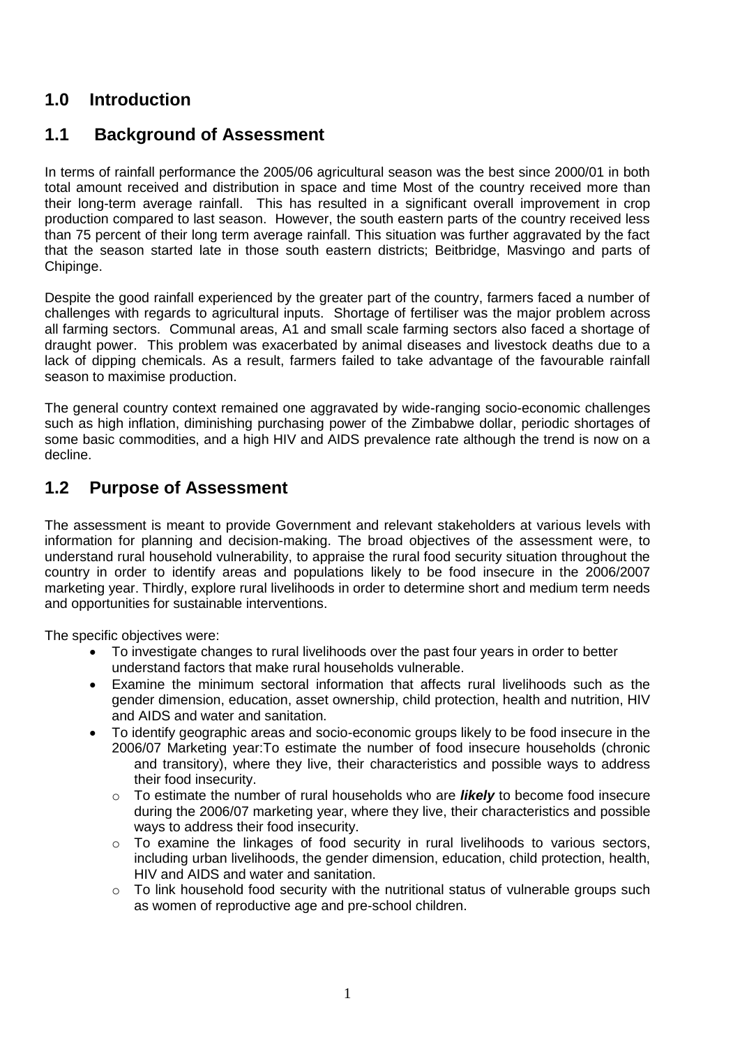## 1.0 Introduction

## 1.1 Background of Assessment

In terms of rainfall performance the 2005/06 agricultural season was the best since 2000/01 in both total amount received and distribution in space and time Most of the country received more than their long-term average rainfall. This has resulted in a significant overall improvement in crop production compared to last season. However, the south eastern parts of the country received less than 75 percent of their long term average rainfall. This situation was further aggravated by the fact that the season started late in those south eastern districts; Beitbridge, Masvingo and parts of Chipinge.

Despite the good rainfall experienced by the greater part of the country, farmers faced a number of challenges with regards to agricultural inputs. Shortage of fertiliser was the major problem across all farming sectors. Communal areas, A1 and small scale farming sectors also faced a shortage of draught power. This problem was exacerbated by animal diseases and livestock deaths due to a lack of dipping chemicals. As a result, farmers failed to take advantage of the favourable rainfall season to maximise production.

The general country context remained one aggravated by wide-ranging socio-economic challenges such as high inflation, diminishing purchasing power of the Zimbabwe dollar, periodic shortages of some basic commodities, and a high HIV and AIDS prevalence rate although the trend is now on a decline.

## 1.2 Purpose of Assessment

The assessment is meant to provide Government and relevant stakeholders at various levels with information for planning and decision-making. The broad objectives of the assessment were, to understand rural household vulnerability, to appraise the rural food security situation throughout the country in order to identify areas and populations likely to be food insecure in the 2006/2007 marketing year. Thirdly, explore rural livelihoods in order to determine short and medium term needs and opportunities for sustainable interventions.

The specific objectives were:

- To investigate changes to rural livelihoods over the past four years in order to better understand factors that make rural households vulnerable.
- Examine the minimum sectoral information that affects rural livelihoods such as the gender dimension, education, asset ownership, child protection, health and nutrition, HIV and AIDS and water and sanitation.
- To identify geographic areas and socio-economic groups likely to be food insecure in the 2006/07 Marketing year:To estimate the number of food insecure households (chronic and transitory), where they live, their characteristics and possible ways to address their food insecurity.
  - To estimate the number of rural households who are ***likely*** to become food insecure during the 2006/07 marketing year, where they live, their characteristics and possible ways to address their food insecurity.
  - To examine the linkages of food security in rural livelihoods to various sectors, including urban livelihoods, the gender dimension, education, child protection, health, HIV and AIDS and water and sanitation.
  - To link household food security with the nutritional status of vulnerable groups such as women of reproductive age and pre-school children.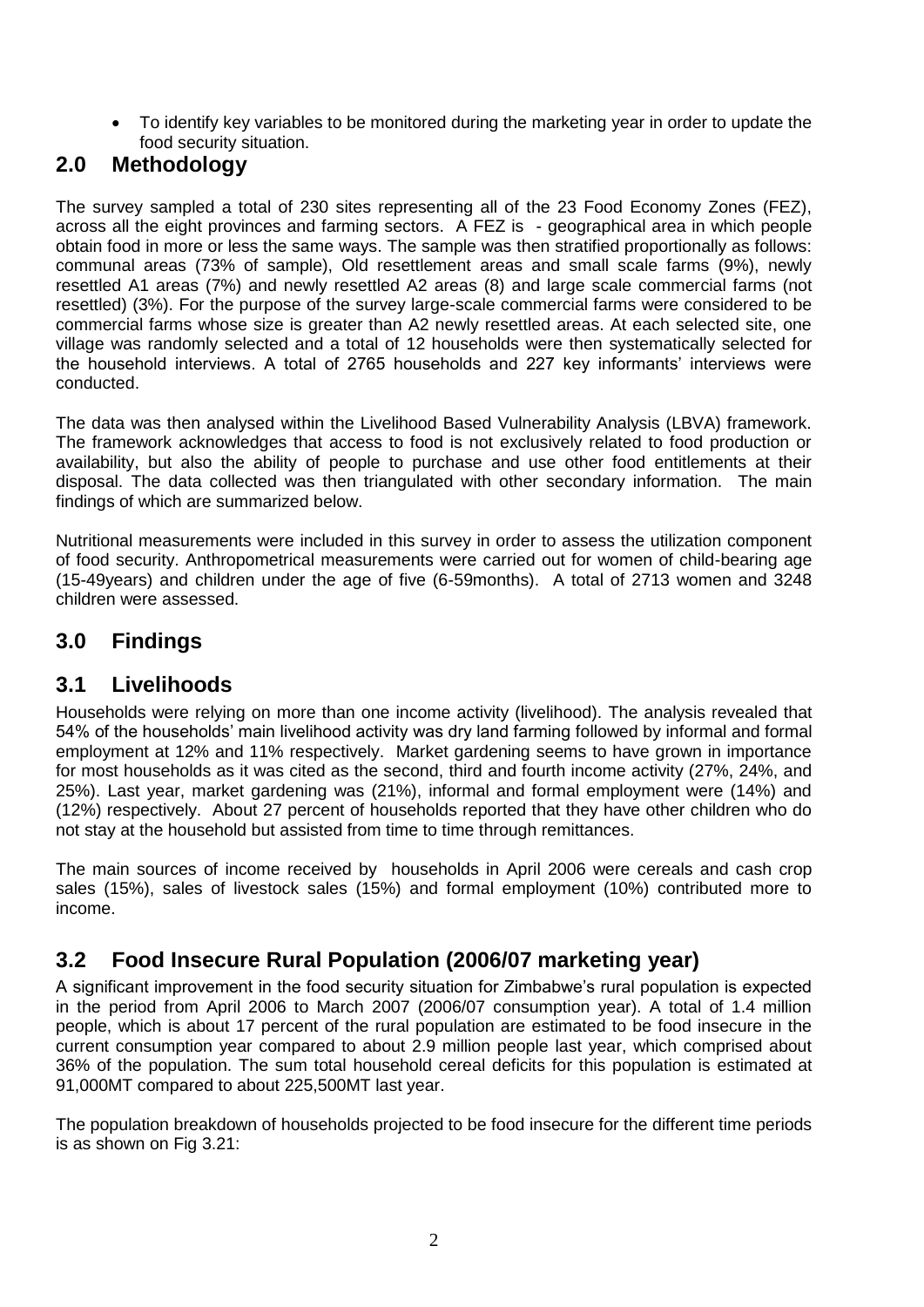- To identify key variables to be monitored during the marketing year in order to update the food security situation.

## 2.0 Methodology

The survey sampled a total of 230 sites representing all of the 23 Food Economy Zones (FEZ), across all the eight provinces and farming sectors. A FEZ is - geographical area in which people obtain food in more or less the same ways. The sample was then stratified proportionally as follows: communal areas (73% of sample), Old resettlement areas and small scale farms (9%), newly resettled A1 areas (7%) and newly resettled A2 areas (8) and large scale commercial farms (not resettled) (3%). For the purpose of the survey large-scale commercial farms were considered to be commercial farms whose size is greater than A2 newly resettled areas. At each selected site, one village was randomly selected and a total of 12 households were then systematically selected for the household interviews. A total of 2765 households and 227 key informants' interviews were conducted.

The data was then analysed within the Livelihood Based Vulnerability Analysis (LBVA) framework. The framework acknowledges that access to food is not exclusively related to food production or availability, but also the ability of people to purchase and use other food entitlements at their disposal. The data collected was then triangulated with other secondary information. The main findings of which are summarized below.

Nutritional measurements were included in this survey in order to assess the utilization component of food security. Anthropometrical measurements were carried out for women of child-bearing age (15-49years) and children under the age of five (6-59months). A total of 2713 women and 3248 children were assessed.

## 3.0 Findings

## 3.1 Livelihoods

Households were relying on more than one income activity (livelihood). The analysis revealed that 54% of the households' main livelihood activity was dry land farming followed by informal and formal employment at 12% and 11% respectively. Market gardening seems to have grown in importance for most households as it was cited as the second, third and fourth income activity (27%, 24%, and 25%). Last year, market gardening was (21%), informal and formal employment were (14%) and (12%) respectively. About 27 percent of households reported that they have other children who do not stay at the household but assisted from time to time through remittances.

The main sources of income received by households in April 2006 were cereals and cash crop sales (15%), sales of livestock sales (15%) and formal employment (10%) contributed more to income.

## 3.2 Food Insecure Rural Population (2006/07 marketing year)

A significant improvement in the food security situation for Zimbabwe's rural population is expected in the period from April 2006 to March 2007 (2006/07 consumption year). A total of 1.4 million people, which is about 17 percent of the rural population are estimated to be food insecure in the current consumption year compared to about 2.9 million people last year, which comprised about 36% of the population. The sum total household cereal deficits for this population is estimated at 91,000MT compared to about 225,500MT last year.

The population breakdown of households projected to be food insecure for the different time periods is as shown on Fig 3.21: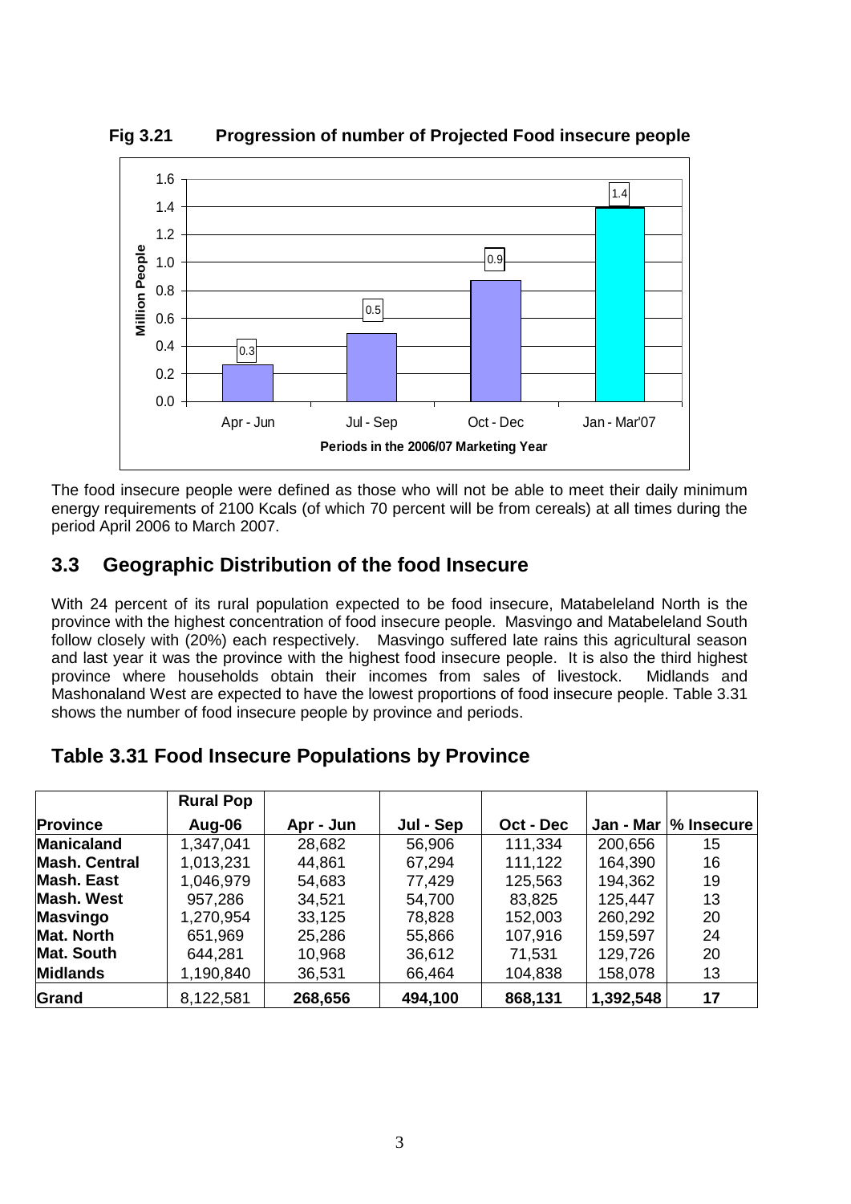**Fig 3.21 Progression of number of Projected Food insecure people**

The food insecure people were defined as those who will not be able to meet their daily minimum energy requirements of 2100 Kcals (of which 70 percent will be from cereals) at all times during the period April 2006 to March 2007.

## 3.3 Geographic Distribution of the food Insecure

With 24 percent of its rural population expected to be food insecure, Matabeleland North is the province with the highest concentration of food insecure people. Masvingo and Matabeleland South follow closely with (20%) each respectively. Masvingo suffered late rains this agricultural season and last year it was the province with the highest food insecure people. It is also the third highest province where households obtain their incomes from sales of livestock. Midlands and Mashonaland West are expected to have the lowest proportions of food insecure people. Table 3.31 shows the number of food insecure people by province and periods.

## Table 3.31 Food Insecure Populations by Province

| Province | Rural Pop Aug-06 | Apr - Jun | Jul - Sep | Oct - Dec | Jan - Mar | % Insecure |
|---|---|---|---|---|---|---|
| **Manicaland** | 1,347,041 | 28,682 | 56,906 | 111,334 | 200,656 | 15 |
| **Mash. Central** | 1,013,231 | 44,861 | 67,294 | 111,122 | 164,390 | 16 |
| **Mash. East** | 1,046,979 | 54,683 | 77,429 | 125,563 | 194,362 | 19 |
| **Mash. West** | 957,286 | 34,521 | 54,700 | 83,825 | 125,447 | 13 |
| **Masvingo** | 1,270,954 | 33,125 | 78,828 | 152,003 | 260,292 | 20 |
| **Mat. North** | 651,969 | 25,286 | 55,866 | 107,916 | 159,597 | 24 |
| **Mat. South** | 644,281 | 10,968 | 36,612 | 71,531 | 129,726 | 20 |
| **Midlands** | 1,190,840 | 36,531 | 66,464 | 104,838 | 158,078 | 13 |
| **Grand** | 8,122,581 | **268,656** | **494,100** | **868,131** | **1,392,548** | **17** |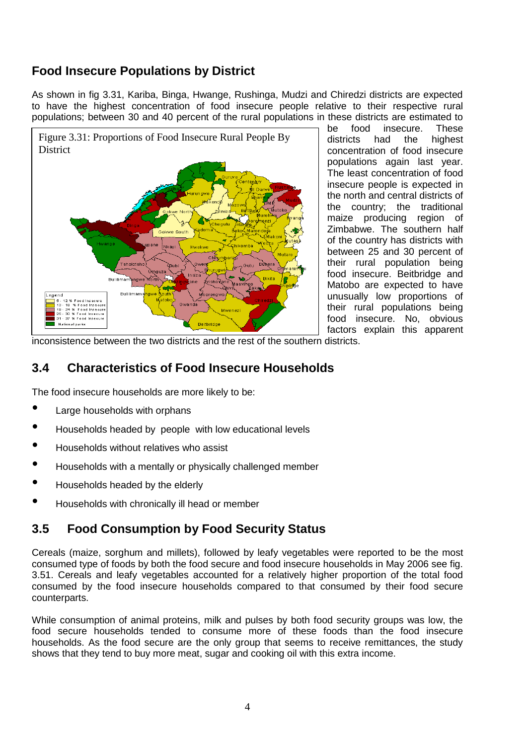## Food Insecure Populations by District

As shown in fig 3.31, Kariba, Binga, Hwange, Rushinga, Mudzi and Chiredzi districts are expected to have the highest concentration of food insecure people relative to their respective rural populations; between 30 and 40 percent of the rural populations in these districts are estimated to be food insecure. These districts had the highest concentration of food insecure populations again last year. The least concentration of food insecure people is expected in the north and central districts of the country; the traditional maize producing region of Zimbabwe. The southern half of the country has districts with between 25 and 30 percent of their rural population being food insecure. Beitbridge and Matobo are expected to have unusually low proportions of their rural populations being food insecure. No, obvious factors explain this apparent inconsistence between the two districts and the rest of the southern districts.

Figure 3.31: Proportions of Food Insecure Rural People By District

## 3.4 Characteristics of Food Insecure Households

The food insecure households are more likely to be:

- Large households with orphans
- Households headed by people with low educational levels
- Households without relatives who assist
- Households with a mentally or physically challenged member
- Households headed by the elderly
- Households with chronically ill head or member

## 3.5 Food Consumption by Food Security Status

Cereals (maize, sorghum and millets), followed by leafy vegetables were reported to be the most consumed type of foods by both the food secure and food insecure households in May 2006 see fig. 3.51. Cereals and leafy vegetables accounted for a relatively higher proportion of the total food consumed by the food insecure households compared to that consumed by their food secure counterparts.

While consumption of animal proteins, milk and pulses by both food security groups was low, the food secure households tended to consume more of these foods than the food insecure households. As the food secure are the only group that seems to receive remittances, the study shows that they tend to buy more meat, sugar and cooking oil with this extra income.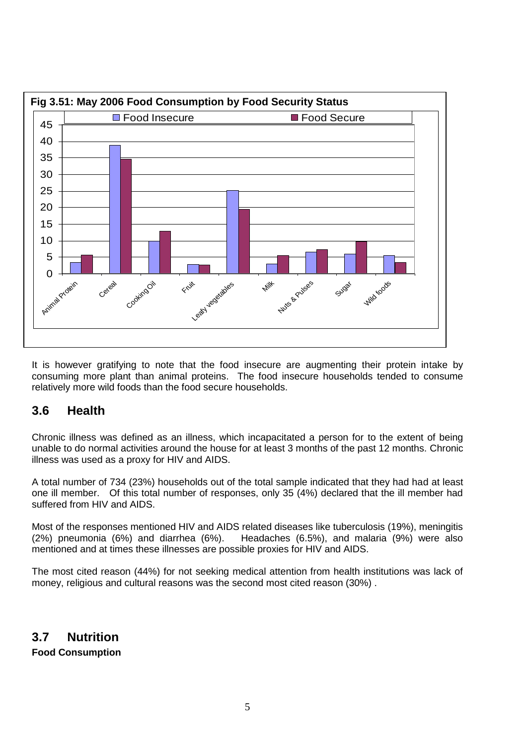**Fig 3.51: May 2006 Food Consumption by Food Security Status**

It is however gratifying to note that the food insecure are augmenting their protein intake by consuming more plant than animal proteins. The food insecure households tended to consume relatively more wild foods than the food secure households.

## 3.6 Health

Chronic illness was defined as an illness, which incapacitated a person for to the extent of being unable to do normal activities around the house for at least 3 months of the past 12 months. Chronic illness was used as a proxy for HIV and AIDS.

A total number of 734 (23%) households out of the total sample indicated that they had had at least one ill member. Of this total number of responses, only 35 (4%) declared that the ill member had suffered from HIV and AIDS.

Most of the responses mentioned HIV and AIDS related diseases like tuberculosis (19%), meningitis (2%) pneumonia (6%) and diarrhea (6%). Headaches (6.5%), and malaria (9%) were also mentioned and at times these illnesses are possible proxies for HIV and AIDS.

The most cited reason (44%) for not seeking medical attention from health institutions was lack of money, religious and cultural reasons was the second most cited reason (30%) .

## 3.7 Nutrition

**Food Consumption**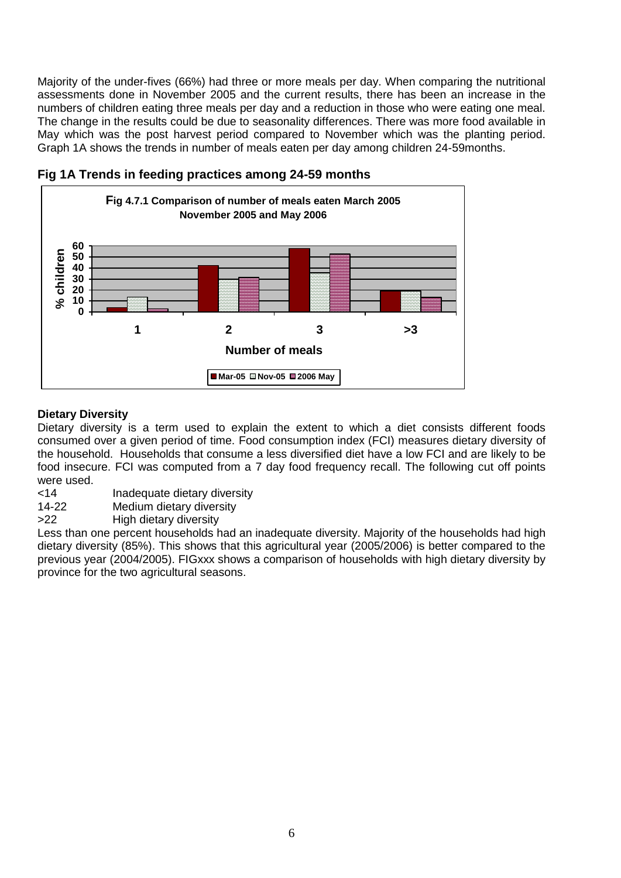Majority of the under-fives (66%) had three or more meals per day. When comparing the nutritional assessments done in November 2005 and the current results, there has been an increase in the numbers of children eating three meals per day and a reduction in those who were eating one meal. The change in the results could be due to seasonality differences. There was more food available in May which was the post harvest period compared to November which was the planting period. Graph 1A shows the trends in number of meals eaten per day among children 24-59months.

**Fig 1A Trends in feeding practices among 24-59 months**

**Fig 4.7.1 Comparison of number of meals eaten March 2005 November 2005 and May 2006**

% children

Number of meals: 1, 2, 3, >3

Mar-05 | Nov-05 | 2006 May

## Dietary Diversity

Dietary diversity is a term used to explain the extent to which a diet consists different foods consumed over a given period of time. Food consumption index (FCI) measures dietary diversity of the household. Households that consume a less diversified diet have a low FCI and are likely to be food insecure. FCI was computed from a 7 day food frequency recall. The following cut off points were used.

<14 Inadequate dietary diversity

14-22 Medium dietary diversity

>22 High dietary diversity

Less than one percent households had an inadequate diversity. Majority of the households had high dietary diversity (85%). This shows that this agricultural year (2005/2006) is better compared to the previous year (2004/2005). FIGxxx shows a comparison of households with high dietary diversity by province for the two agricultural seasons.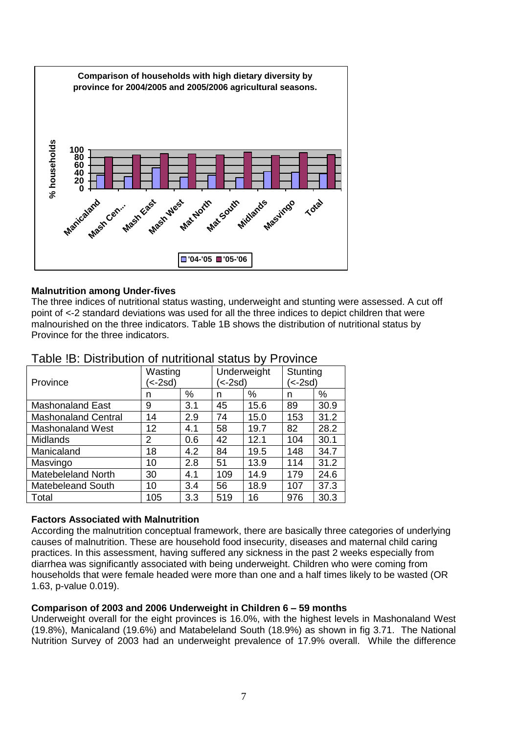**Comparison of households with high dietary diversity by province for 2004/2005 and 2005/2006 agricultural seasons.**

**Malnutrition among Under-fives**

The three indices of nutritional status wasting, underweight and stunting were assessed. A cut off point of <-2 standard deviations was used for all the three indices to depict children that were malnourished on the three indicators. Table 1B shows the distribution of nutritional status by Province for the three indicators.

Table !B: Distribution of nutritional status by Province

| Province | Wasting (<-2sd) | | Underweight (<-2sd) | | Stunting (<-2sd) | |
|---|---|---|---|---|---|---|
| | n | % | n | % | n | % |
| Mashonaland East | 9 | 3.1 | 45 | 15.6 | 89 | 30.9 |
| Mashonaland Central | 14 | 2.9 | 74 | 15.0 | 153 | 31.2 |
| Mashonaland West | 12 | 4.1 | 58 | 19.7 | 82 | 28.2 |
| Midlands | 2 | 0.6 | 42 | 12.1 | 104 | 30.1 |
| Manicaland | 18 | 4.2 | 84 | 19.5 | 148 | 34.7 |
| Masvingo | 10 | 2.8 | 51 | 13.9 | 114 | 31.2 |
| Matebeleland North | 30 | 4.1 | 109 | 14.9 | 179 | 24.6 |
| Matebeleand South | 10 | 3.4 | 56 | 18.9 | 107 | 37.3 |
| Total | 105 | 3.3 | 519 | 16 | 976 | 30.3 |

**Factors Associated with Malnutrition**

According the malnutrition conceptual framework, there are basically three categories of underlying causes of malnutrition. These are household food insecurity, diseases and maternal child caring practices. In this assessment, having suffered any sickness in the past 2 weeks especially from diarrhea was significantly associated with being underweight. Children who were coming from households that were female headed were more than one and a half times likely to be wasted (OR 1.63, p-value 0.019).

**Comparison of 2003 and 2006 Underweight in Children 6 – 59 months**

Underweight overall for the eight provinces is 16.0%, with the highest levels in Mashonaland West (19.8%), Manicaland (19.6%) and Matabeleland South (18.9%) as shown in fig 3.71. The National Nutrition Survey of 2003 had an underweight prevalence of 17.9% overall. While the difference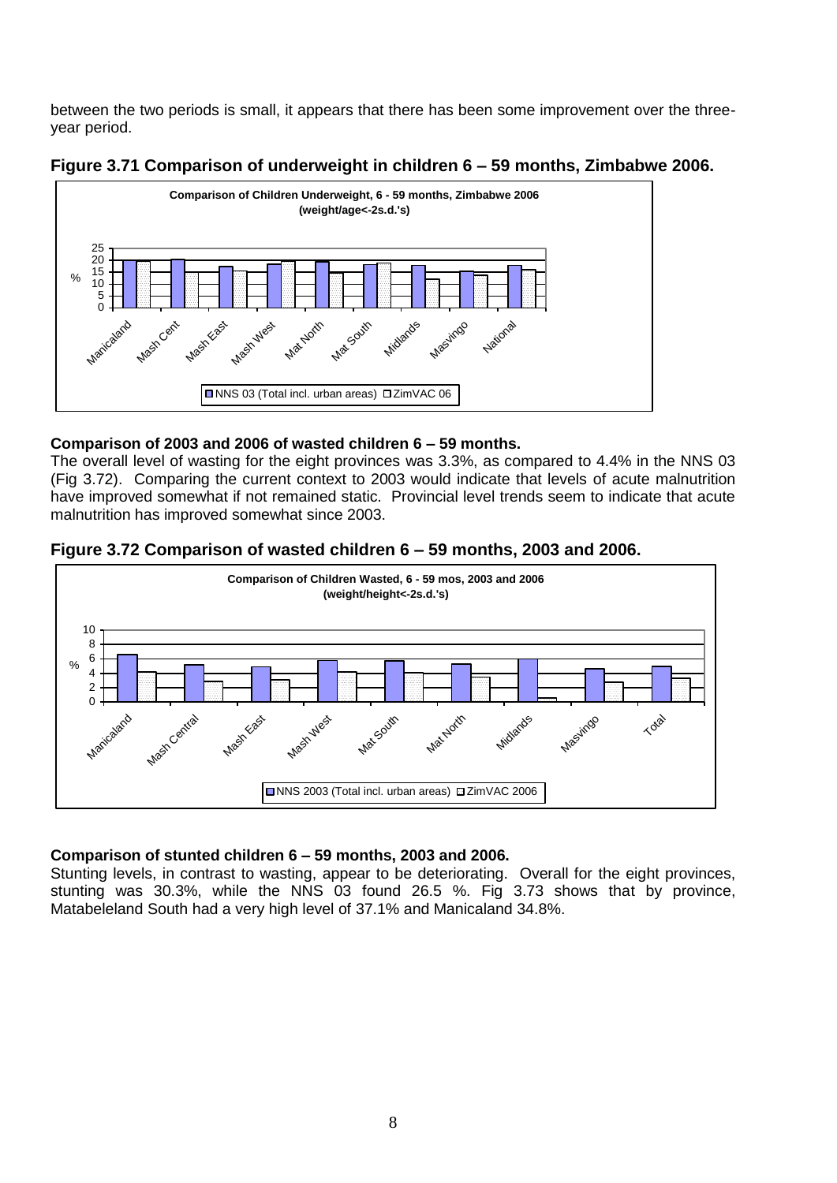between the two periods is small, it appears that there has been some improvement over the three-year period.

**Figure 3.71 Comparison of underweight in children 6 – 59 months, Zimbabwe 2006.**

**Comparison of 2003 and 2006 of wasted children 6 – 59 months.**

The overall level of wasting for the eight provinces was 3.3%, as compared to 4.4% in the NNS 03 (Fig 3.72). Comparing the current context to 2003 would indicate that levels of acute malnutrition have improved somewhat if not remained static. Provincial level trends seem to indicate that acute malnutrition has improved somewhat since 2003.

**Figure 3.72 Comparison of wasted children 6 – 59 months, 2003 and 2006.**

**Comparison of stunted children 6 – 59 months, 2003 and 2006.**

Stunting levels, in contrast to wasting, appear to be deteriorating. Overall for the eight provinces, stunting was 30.3%, while the NNS 03 found 26.5 %. Fig 3.73 shows that by province, Matabeleland South had a very high level of 37.1% and Manicaland 34.8%.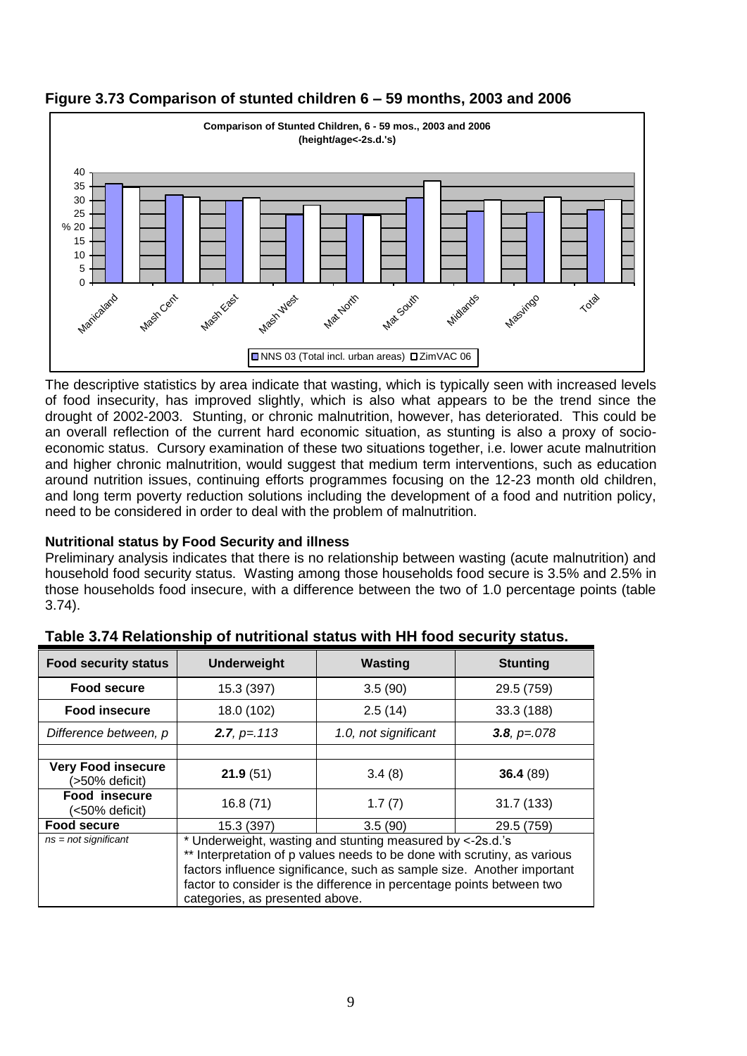## Figure 3.73 Comparison of stunted children 6 – 59 months, 2003 and 2006

The descriptive statistics by area indicate that wasting, which is typically seen with increased levels of food insecurity, has improved slightly, which is also what appears to be the trend since the drought of 2002-2003. Stunting, or chronic malnutrition, however, has deteriorated. This could be an overall reflection of the current hard economic situation, as stunting is also a proxy of socio-economic status. Cursory examination of these two situations together, i.e. lower acute malnutrition and higher chronic malnutrition, would suggest that medium term interventions, such as education around nutrition issues, continuing efforts programmes focusing on the 12-23 month old children, and long term poverty reduction solutions including the development of a food and nutrition policy, need to be considered in order to deal with the problem of malnutrition.

### Nutritional status by Food Security and illness

Preliminary analysis indicates that there is no relationship between wasting (acute malnutrition) and household food security status. Wasting among those households food secure is 3.5% and 2.5% in those households food insecure, with a difference between the two of 1.0 percentage points (table 3.74).

## Table 3.74 Relationship of nutritional status with HH food security status.

| Food security status | Underweight | Wasting | Stunting |
|---|---|---|---|
| **Food secure** | 15.3 (397) | 3.5 (90) | 29.5 (759) |
| **Food insecure** | 18.0 (102) | 2.5 (14) | 33.3 (188) |
| *Difference between, p* | ***2.7**, p=.113* | *1.0, not significant* | ***3.8**, p=.078* |
| | | | |
| **Very Food insecure** (>50% deficit) | **21.9** (51) | 3.4 (8) | **36.4** (89) |
| **Food insecure** (<50% deficit) | 16.8 (71) | 1.7 (7) | 31.7 (133) |
| **Food secure** | 15.3 (397) | 3.5 (90) | 29.5 (759) |
| *ns = not significant* | * Underweight, wasting and stunting measured by <-2s.d.'s<br>** Interpretation of p values needs to be done with scrutiny, as various factors influence significance, such as sample size. Another important factor to consider is the difference in percentage points between two categories, as presented above. | | |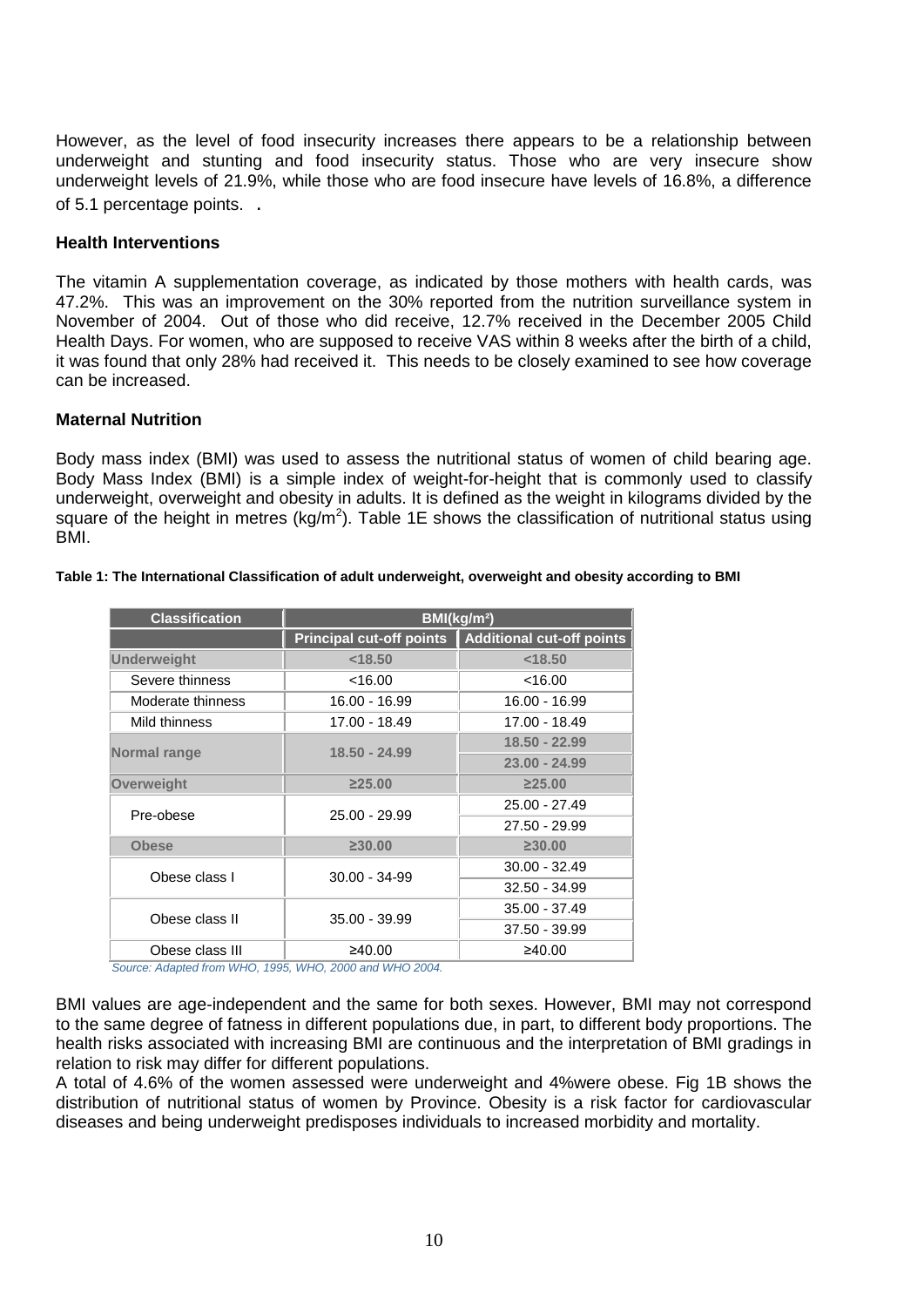However, as the level of food insecurity increases there appears to be a relationship between underweight and stunting and food insecurity status. Those who are very insecure show underweight levels of 21.9%, while those who are food insecure have levels of 16.8%, a difference of 5.1 percentage points. .

**Health Interventions**

The vitamin A supplementation coverage, as indicated by those mothers with health cards, was 47.2%. This was an improvement on the 30% reported from the nutrition surveillance system in November of 2004. Out of those who did receive, 12.7% received in the December 2005 Child Health Days. For women, who are supposed to receive VAS within 8 weeks after the birth of a child, it was found that only 28% had received it. This needs to be closely examined to see how coverage can be increased.

**Maternal Nutrition**

Body mass index (BMI) was used to assess the nutritional status of women of child bearing age. Body Mass Index (BMI) is a simple index of weight-for-height that is commonly used to classify underweight, overweight and obesity in adults. It is defined as the weight in kilograms divided by the square of the height in metres ($kg/m^2$). Table 1E shows the classification of nutritional status using BMI.

**Table 1: The International Classification of adult underweight, overweight and obesity according to BMI**

| Classification | BMI($kg/m^2$) | |
|---|---|---|
| | Principal cut-off points | Additional cut-off points |
| **Underweight** | **<18.50** | **<18.50** |
| Severe thinness | <16.00 | <16.00 |
| Moderate thinness | 16.00 - 16.99 | 16.00 - 16.99 |
| Mild thinness | 17.00 - 18.49 | 17.00 - 18.49 |
| **Normal range** | **18.50 - 24.99** | **18.50 - 22.99** |
| | | **23.00 - 24.99** |
| **Overweight** | **≥25.00** | **≥25.00** |
| Pre-obese | 25.00 - 29.99 | 25.00 - 27.49 |
| | | 27.50 - 29.99 |
| **Obese** | **≥30.00** | **≥30.00** |
| Obese class I | 30.00 - 34-99 | 30.00 - 32.49 |
| | | 32.50 - 34.99 |
| Obese class II | 35.00 - 39.99 | 35.00 - 37.49 |
| | | 37.50 - 39.99 |
| Obese class III | ≥40.00 | ≥40.00 |

*Source: Adapted from WHO, 1995, WHO, 2000 and WHO 2004.*

BMI values are age-independent and the same for both sexes. However, BMI may not correspond to the same degree of fatness in different populations due, in part, to different body proportions. The health risks associated with increasing BMI are continuous and the interpretation of BMI gradings in relation to risk may differ for different populations.

A total of 4.6% of the women assessed were underweight and 4%were obese. Fig 1B shows the distribution of nutritional status of women by Province. Obesity is a risk factor for cardiovascular diseases and being underweight predisposes individuals to increased morbidity and mortality.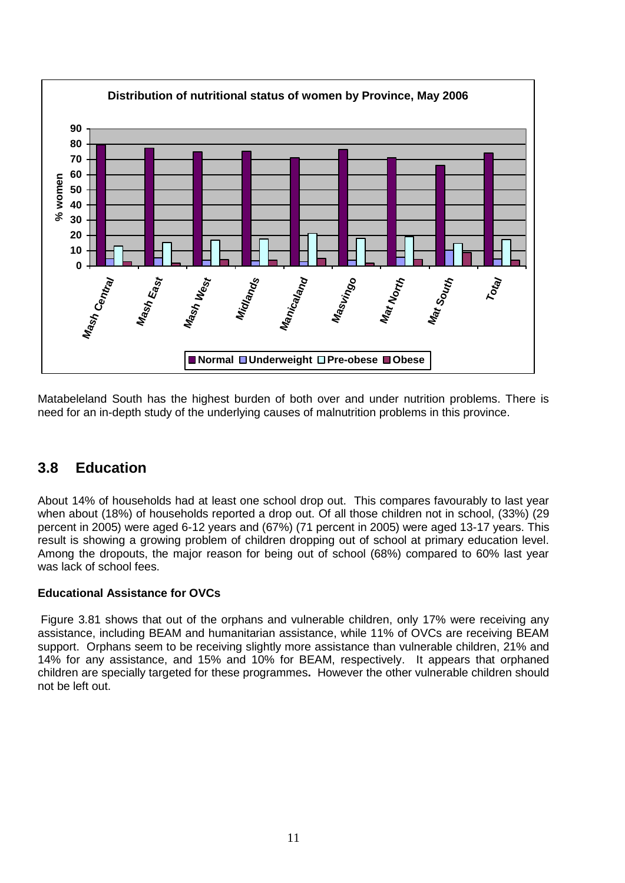**Distribution of nutritional status of women by Province, May 2006**

Matabeleland South has the highest burden of both over and under nutrition problems. There is need for an in-depth study of the underlying causes of malnutrition problems in this province.

## 3.8 Education

About 14% of households had at least one school drop out. This compares favourably to last year when about (18%) of households reported a drop out. Of all those children not in school, (33%) (29 percent in 2005) were aged 6-12 years and (67%) (71 percent in 2005) were aged 13-17 years. This result is showing a growing problem of children dropping out of school at primary education level. Among the dropouts, the major reason for being out of school (68%) compared to 60% last year was lack of school fees.

### Educational Assistance for OVCs

Figure 3.81 shows that out of the orphans and vulnerable children, only 17% were receiving any assistance, including BEAM and humanitarian assistance, while 11% of OVCs are receiving BEAM support. Orphans seem to be receiving slightly more assistance than vulnerable children, 21% and 14% for any assistance, and 15% and 10% for BEAM, respectively. It appears that orphaned children are specially targeted for these programmes**.** However the other vulnerable children should not be left out.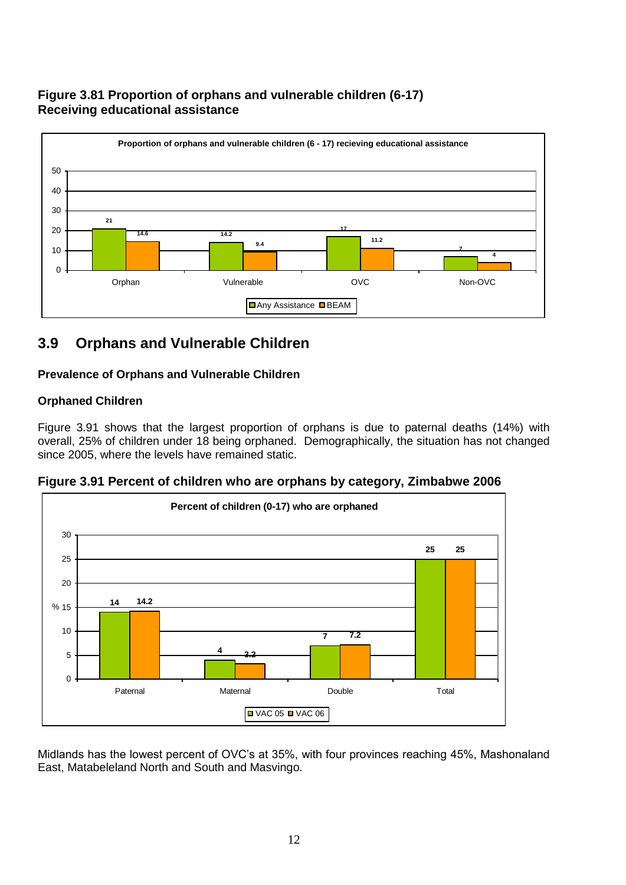**Figure 3.81 Proportion of orphans and vulnerable children (6-17) Receiving educational assistance**

| | Any Assistance | BEAM |
|---|---|---|
| Orphan | 21 | 14.6 |
| Vulnerable | 14.2 | 9.4 |
| OVC | 17 | 11.2 |
| Non-OVC | 7 | 4 |

## 3.9 Orphans and Vulnerable Children

**Prevalence of Orphans and Vulnerable Children**

**Orphaned Children**

Figure 3.91 shows that the largest proportion of orphans is due to paternal deaths (14%) with overall, 25% of children under 18 being orphaned. Demographically, the situation has not changed since 2005, where the levels have remained static.

**Figure 3.91 Percent of children who are orphans by category, Zimbabwe 2006**

| | VAC 05 | VAC 06 |
|---|---|---|
| Paternal | 14 | 14.2 |
| Maternal | 4 | 3.2 |
| Double | 7 | 7.2 |
| Total | 25 | 25 |

Midlands has the lowest percent of OVC's at 35%, with four provinces reaching 45%, Mashonaland East, Matabeleland North and South and Masvingo.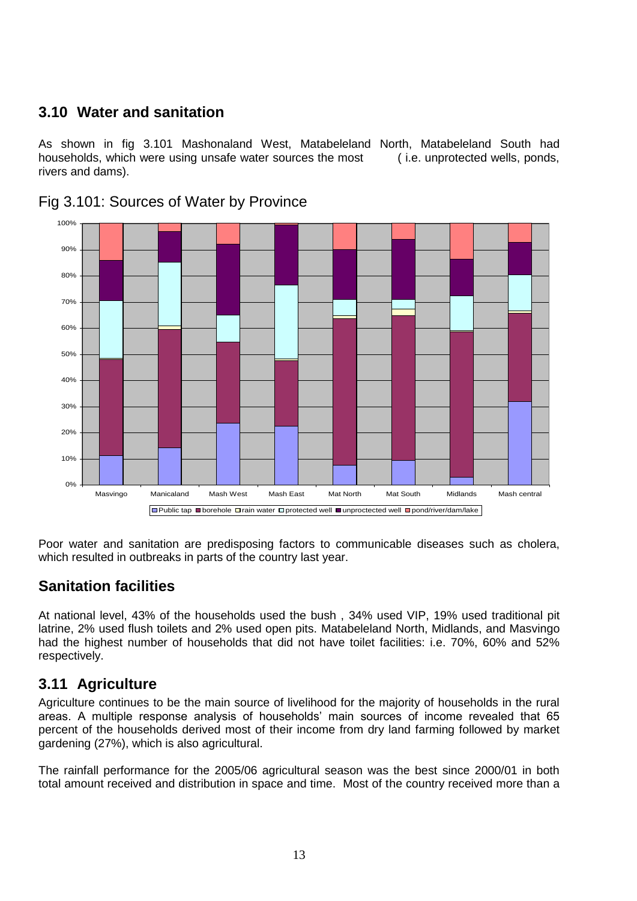## 3.10 Water and sanitation

As shown in fig 3.101 Mashonaland West, Matabeleland North, Matabeleland South had households, which were using unsafe water sources the most ( i.e. unprotected wells, ponds, rivers and dams).

Fig 3.101: Sources of Water by Province

Poor water and sanitation are predisposing factors to communicable diseases such as cholera, which resulted in outbreaks in parts of the country last year.

## Sanitation facilities

At national level, 43% of the households used the bush , 34% used VIP, 19% used traditional pit latrine, 2% used flush toilets and 2% used open pits. Matabeleland North, Midlands, and Masvingo had the highest number of households that did not have toilet facilities: i.e. 70%, 60% and 52% respectively.

## 3.11 Agriculture

Agriculture continues to be the main source of livelihood for the majority of households in the rural areas. A multiple response analysis of households' main sources of income revealed that 65 percent of the households derived most of their income from dry land farming followed by market gardening (27%), which is also agricultural.

The rainfall performance for the 2005/06 agricultural season was the best since 2000/01 in both total amount received and distribution in space and time. Most of the country received more than a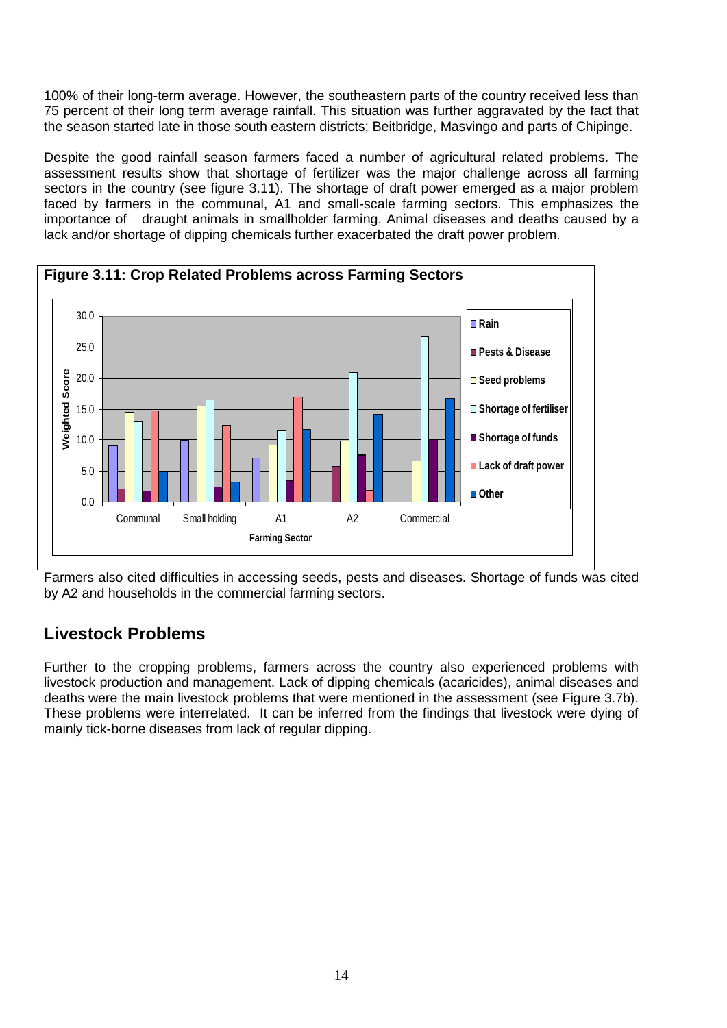100% of their long-term average. However, the southeastern parts of the country received less than 75 percent of their long term average rainfall. This situation was further aggravated by the fact that the season started late in those south eastern districts; Beitbridge, Masvingo and parts of Chipinge.

Despite the good rainfall season farmers faced a number of agricultural related problems. The assessment results show that shortage of fertilizer was the major challenge across all farming sectors in the country (see figure 3.11). The shortage of draft power emerged as a major problem faced by farmers in the communal, A1 and small-scale farming sectors. This emphasizes the importance of  draught animals in smallholder farming. Animal diseases and deaths caused by a lack and/or shortage of dipping chemicals further exacerbated the draft power problem.

**Figure 3.11: Crop Related Problems across Farming Sectors**

Farmers also cited difficulties in accessing seeds, pests and diseases. Shortage of funds was cited by A2 and households in the commercial farming sectors.

## Livestock Problems

Further to the cropping problems, farmers across the country also experienced problems with livestock production and management. Lack of dipping chemicals (acaricides), animal diseases and deaths were the main livestock problems that were mentioned in the assessment (see Figure 3.7b). These problems were interrelated. It can be inferred from the findings that livestock were dying of mainly tick-borne diseases from lack of regular dipping.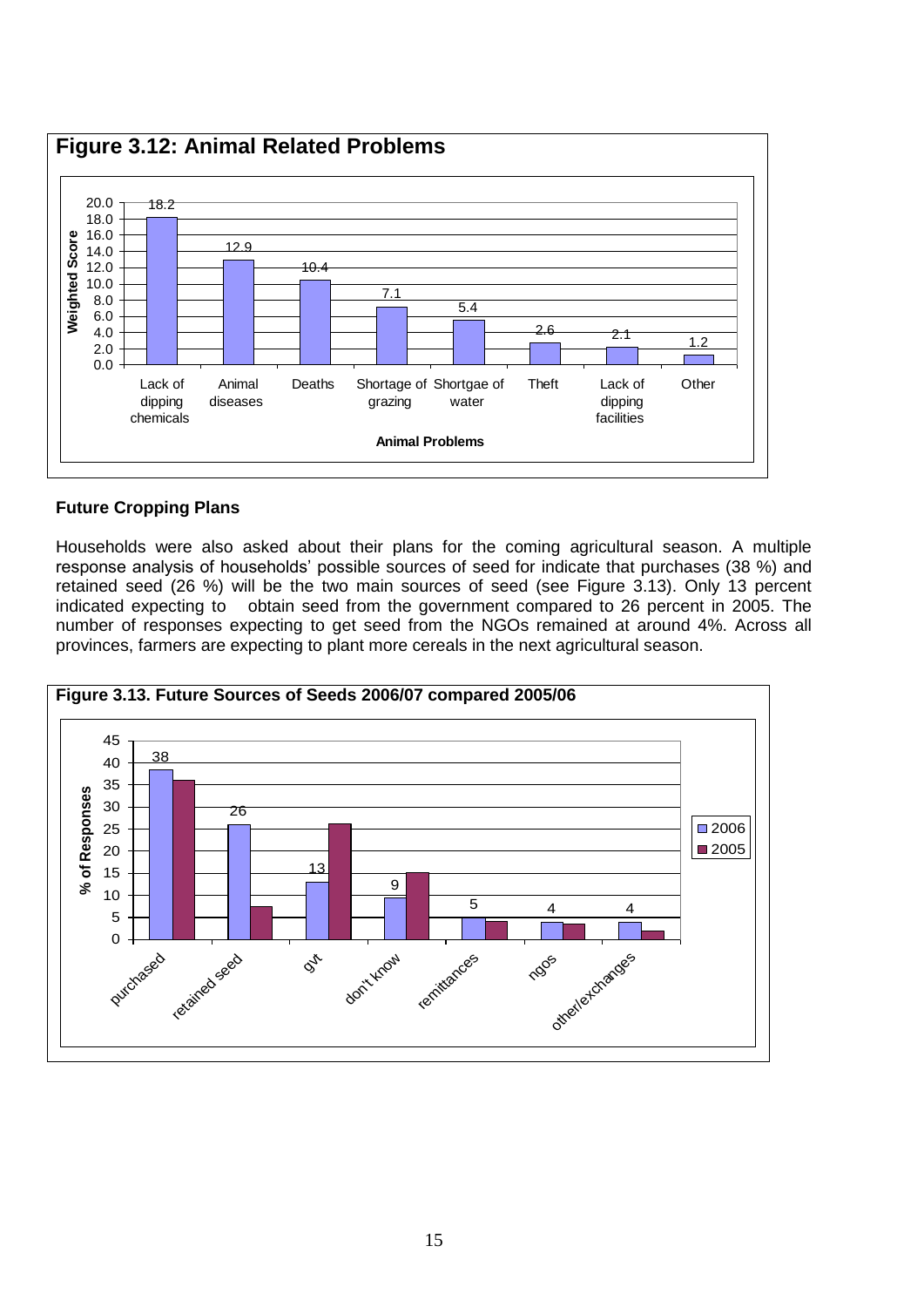**Figure 3.12: Animal Related Problems**

| Animal Problems | Weighted Score |
|---|---|
| Lack of dipping chemicals | 18.2 |
| Animal diseases | 12.9 |
| Deaths | 10.4 |
| Shortage of grazing | 7.1 |
| Shortgae of water | 5.4 |
| Theft | 2.6 |
| Lack of dipping facilities | 2.1 |
| Other | 1.2 |

### Future Cropping Plans

Households were also asked about their plans for the coming agricultural season. A multiple response analysis of households' possible sources of seed for indicate that purchases (38 %) and retained seed (26 %) will be the two main sources of seed (see Figure 3.13). Only 13 percent indicated expecting to obtain seed from the government compared to 26 percent in 2005. The number of responses expecting to get seed from the NGOs remained at around 4%. Across all provinces, farmers are expecting to plant more cereals in the next agricultural season.

**Figure 3.13. Future Sources of Seeds 2006/07 compared 2005/06**

| Source | 2006 (% of Responses) |
|---|---|
| purchased | 38 |
| retained seed | 26 |
| gvt | 13 |
| don't know | 9 |
| remittances | 5 |
| ngos | 4 |
| other/exchanges | 4 |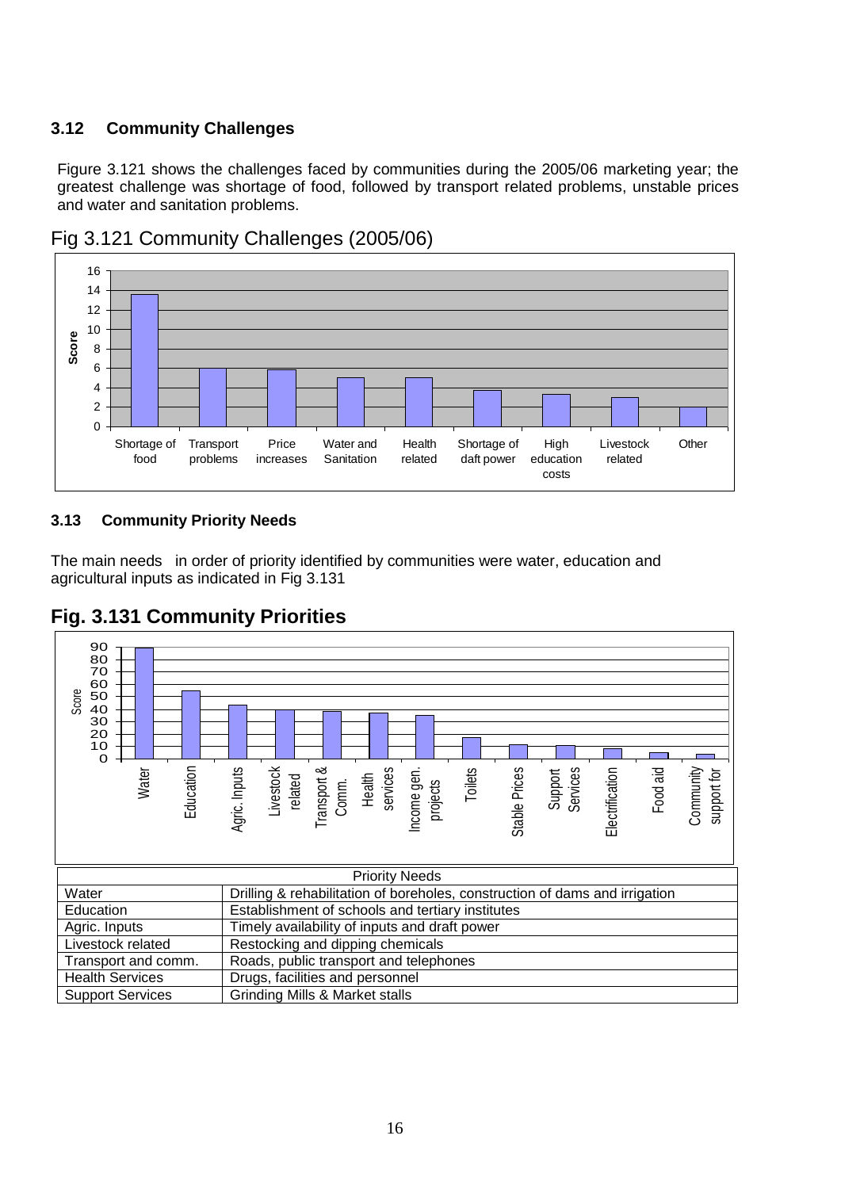### 3.12 Community Challenges

Figure 3.121 shows the challenges faced by communities during the 2005/06 marketing year; the greatest challenge was shortage of food, followed by transport related problems, unstable prices and water and sanitation problems.

Fig 3.121 Community Challenges (2005/06)

### 3.13 Community Priority Needs

The main needs in order of priority identified by communities were water, education and agricultural inputs as indicated in Fig 3.131

**Fig. 3.131 Community Priorities**

| Priority Needs | |
|---|---|
| Water | Drilling & rehabilitation of boreholes, construction of dams and irrigation |
| Education | Establishment of schools and tertiary institutes |
| Agric. Inputs | Timely availability of inputs and draft power |
| Livestock related | Restocking and dipping chemicals |
| Transport and comm. | Roads, public transport and telephones |
| Health Services | Drugs, facilities and personnel |
| Support Services | Grinding Mills & Market stalls |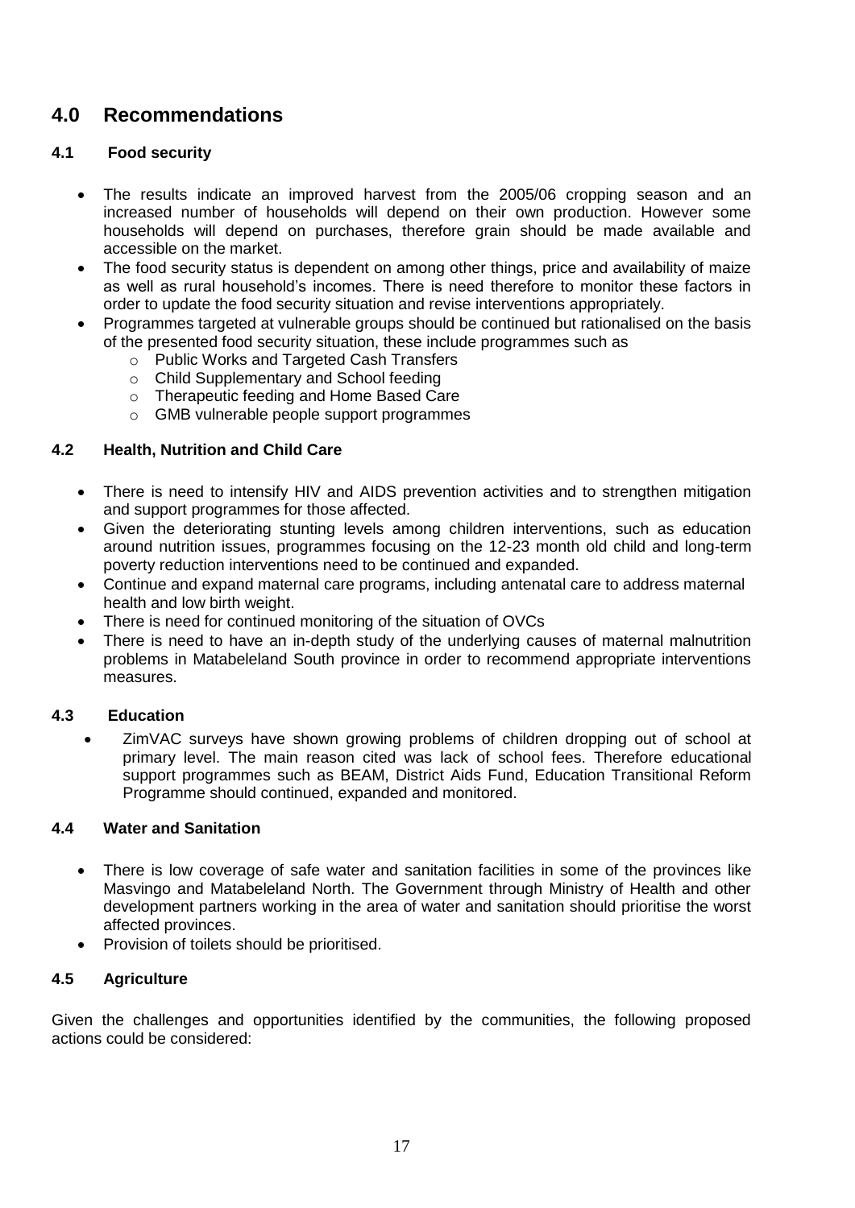# 4.0 Recommendations

### 4.1 Food security

- The results indicate an improved harvest from the 2005/06 cropping season and an increased number of households will depend on their own production. However some households will depend on purchases, therefore grain should be made available and accessible on the market.
- The food security status is dependent on among other things, price and availability of maize as well as rural household's incomes. There is need therefore to monitor these factors in order to update the food security situation and revise interventions appropriately.
- Programmes targeted at vulnerable groups should be continued but rationalised on the basis of the presented food security situation, these include programmes such as
  - Public Works and Targeted Cash Transfers
  - Child Supplementary and School feeding
  - Therapeutic feeding and Home Based Care
  - GMB vulnerable people support programmes

### 4.2 Health, Nutrition and Child Care

- There is need to intensify HIV and AIDS prevention activities and to strengthen mitigation and support programmes for those affected.
- Given the deteriorating stunting levels among children interventions, such as education around nutrition issues, programmes focusing on the 12-23 month old child and long-term poverty reduction interventions need to be continued and expanded.
- Continue and expand maternal care programs, including antenatal care to address maternal health and low birth weight.
- There is need for continued monitoring of the situation of OVCs
- There is need to have an in-depth study of the underlying causes of maternal malnutrition problems in Matabeleland South province in order to recommend appropriate interventions measures.

### 4.3 Education

- ZimVAC surveys have shown growing problems of children dropping out of school at primary level. The main reason cited was lack of school fees. Therefore educational support programmes such as BEAM, District Aids Fund, Education Transitional Reform Programme should continued, expanded and monitored.

### 4.4 Water and Sanitation

- There is low coverage of safe water and sanitation facilities in some of the provinces like Masvingo and Matabeleland North. The Government through Ministry of Health and other development partners working in the area of water and sanitation should prioritise the worst affected provinces.
- Provision of toilets should be prioritised.

### 4.5 Agriculture

Given the challenges and opportunities identified by the communities, the following proposed actions could be considered: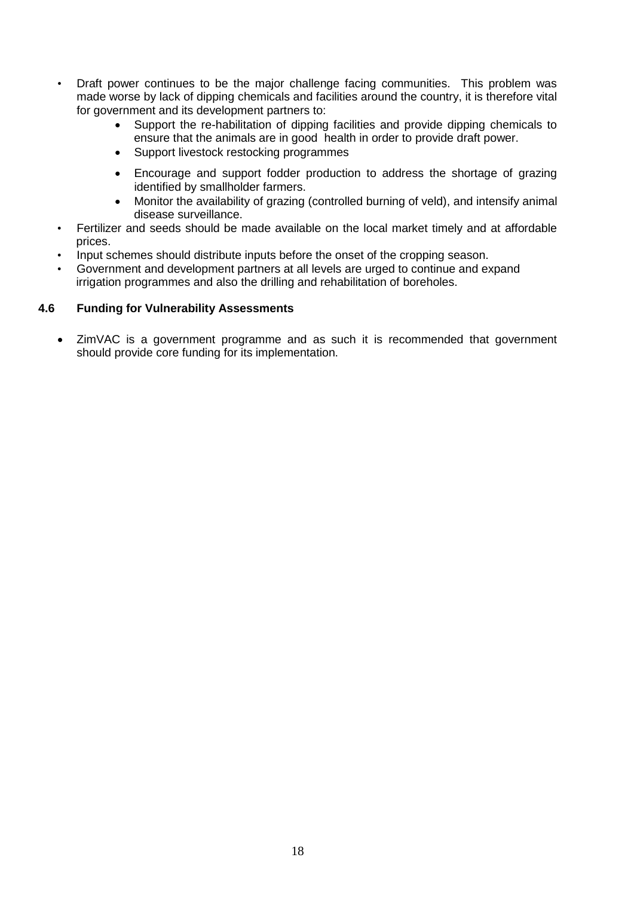- Draft power continues to be the major challenge facing communities. This problem was made worse by lack of dipping chemicals and facilities around the country, it is therefore vital for government and its development partners to:
    - Support the re-habilitation of dipping facilities and provide dipping chemicals to ensure that the animals are in good health in order to provide draft power.
    - Support livestock restocking programmes
    - Encourage and support fodder production to address the shortage of grazing identified by smallholder farmers.
    - Monitor the availability of grazing (controlled burning of veld), and intensify animal disease surveillance.
- Fertilizer and seeds should be made available on the local market timely and at affordable prices.
- Input schemes should distribute inputs before the onset of the cropping season.
- Government and development partners at all levels are urged to continue and expand irrigation programmes and also the drilling and rehabilitation of boreholes.

### 4.6 Funding for Vulnerability Assessments

- ZimVAC is a government programme and as such it is recommended that government should provide core funding for its implementation.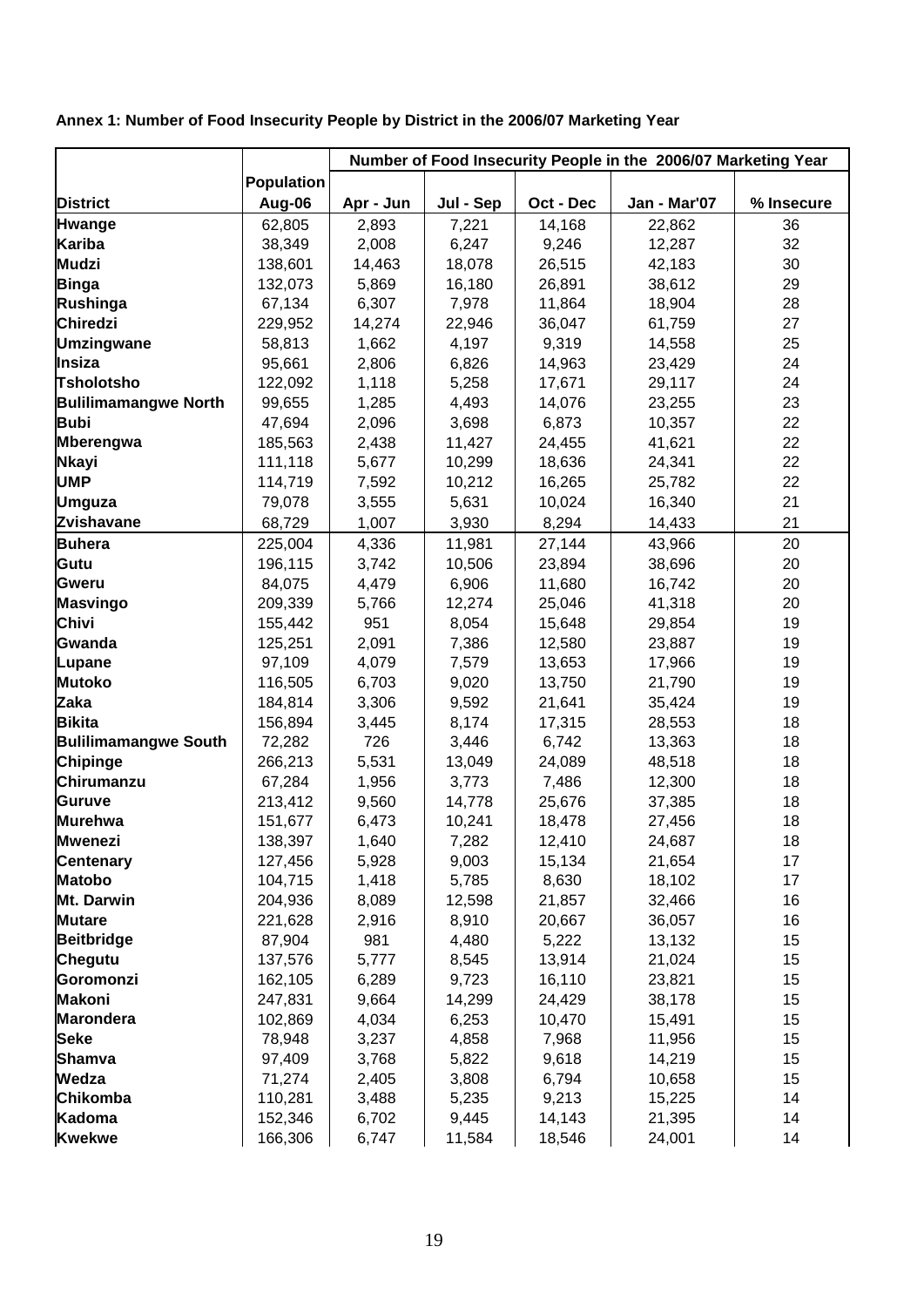**Annex 1: Number of Food Insecurity People by District in the 2006/07 Marketing Year**

| District | Population Aug-06 | Number of Food Insecurity People in the 2006/07 Marketing Year | | | | |
|---|---|---|---|---|---|---|
| | | Apr - Jun | Jul - Sep | Oct - Dec | Jan - Mar'07 | % Insecure |
| **Hwange** | 62,805 | 2,893 | 7,221 | 14,168 | 22,862 | 36 |
| **Kariba** | 38,349 | 2,008 | 6,247 | 9,246 | 12,287 | 32 |
| **Mudzi** | 138,601 | 14,463 | 18,078 | 26,515 | 42,183 | 30 |
| **Binga** | 132,073 | 5,869 | 16,180 | 26,891 | 38,612 | 29 |
| **Rushinga** | 67,134 | 6,307 | 7,978 | 11,864 | 18,904 | 28 |
| **Chiredzi** | 229,952 | 14,274 | 22,946 | 36,047 | 61,759 | 27 |
| **Umzingwane** | 58,813 | 1,662 | 4,197 | 9,319 | 14,558 | 25 |
| **Insiza** | 95,661 | 2,806 | 6,826 | 14,963 | 23,429 | 24 |
| **Tsholotsho** | 122,092 | 1,118 | 5,258 | 17,671 | 29,117 | 24 |
| **Bulilimamangwe North** | 99,655 | 1,285 | 4,493 | 14,076 | 23,255 | 23 |
| **Bubi** | 47,694 | 2,096 | 3,698 | 6,873 | 10,357 | 22 |
| **Mberengwa** | 185,563 | 2,438 | 11,427 | 24,455 | 41,621 | 22 |
| **Nkayi** | 111,118 | 5,677 | 10,299 | 18,636 | 24,341 | 22 |
| **UMP** | 114,719 | 7,592 | 10,212 | 16,265 | 25,782 | 22 |
| **Umguza** | 79,078 | 3,555 | 5,631 | 10,024 | 16,340 | 21 |
| **Zvishavane** | 68,729 | 1,007 | 3,930 | 8,294 | 14,433 | 21 |
| **Buhera** | 225,004 | 4,336 | 11,981 | 27,144 | 43,966 | 20 |
| **Gutu** | 196,115 | 3,742 | 10,506 | 23,894 | 38,696 | 20 |
| **Gweru** | 84,075 | 4,479 | 6,906 | 11,680 | 16,742 | 20 |
| **Masvingo** | 209,339 | 5,766 | 12,274 | 25,046 | 41,318 | 20 |
| **Chivi** | 155,442 | 951 | 8,054 | 15,648 | 29,854 | 19 |
| **Gwanda** | 125,251 | 2,091 | 7,386 | 12,580 | 23,887 | 19 |
| **Lupane** | 97,109 | 4,079 | 7,579 | 13,653 | 17,966 | 19 |
| **Mutoko** | 116,505 | 6,703 | 9,020 | 13,750 | 21,790 | 19 |
| **Zaka** | 184,814 | 3,306 | 9,592 | 21,641 | 35,424 | 19 |
| **Bikita** | 156,894 | 3,445 | 8,174 | 17,315 | 28,553 | 18 |
| **Bulilimamangwe South** | 72,282 | 726 | 3,446 | 6,742 | 13,363 | 18 |
| **Chipinge** | 266,213 | 5,531 | 13,049 | 24,089 | 48,518 | 18 |
| **Chirumanzu** | 67,284 | 1,956 | 3,773 | 7,486 | 12,300 | 18 |
| **Guruve** | 213,412 | 9,560 | 14,778 | 25,676 | 37,385 | 18 |
| **Murehwa** | 151,677 | 6,473 | 10,241 | 18,478 | 27,456 | 18 |
| **Mwenezi** | 138,397 | 1,640 | 7,282 | 12,410 | 24,687 | 18 |
| **Centenary** | 127,456 | 5,928 | 9,003 | 15,134 | 21,654 | 17 |
| **Matobo** | 104,715 | 1,418 | 5,785 | 8,630 | 18,102 | 17 |
| **Mt. Darwin** | 204,936 | 8,089 | 12,598 | 21,857 | 32,466 | 16 |
| **Mutare** | 221,628 | 2,916 | 8,910 | 20,667 | 36,057 | 16 |
| **Beitbridge** | 87,904 | 981 | 4,480 | 5,222 | 13,132 | 15 |
| **Chegutu** | 137,576 | 5,777 | 8,545 | 13,914 | 21,024 | 15 |
| **Goromonzi** | 162,105 | 6,289 | 9,723 | 16,110 | 23,821 | 15 |
| **Makoni** | 247,831 | 9,664 | 14,299 | 24,429 | 38,178 | 15 |
| **Marondera** | 102,869 | 4,034 | 6,253 | 10,470 | 15,491 | 15 |
| **Seke** | 78,948 | 3,237 | 4,858 | 7,968 | 11,956 | 15 |
| **Shamva** | 97,409 | 3,768 | 5,822 | 9,618 | 14,219 | 15 |
| **Wedza** | 71,274 | 2,405 | 3,808 | 6,794 | 10,658 | 15 |
| **Chikomba** | 110,281 | 3,488 | 5,235 | 9,213 | 15,225 | 14 |
| **Kadoma** | 152,346 | 6,702 | 9,445 | 14,143 | 21,395 | 14 |
| **Kwekwe** | 166,306 | 6,747 | 11,584 | 18,546 | 24,001 | 14 |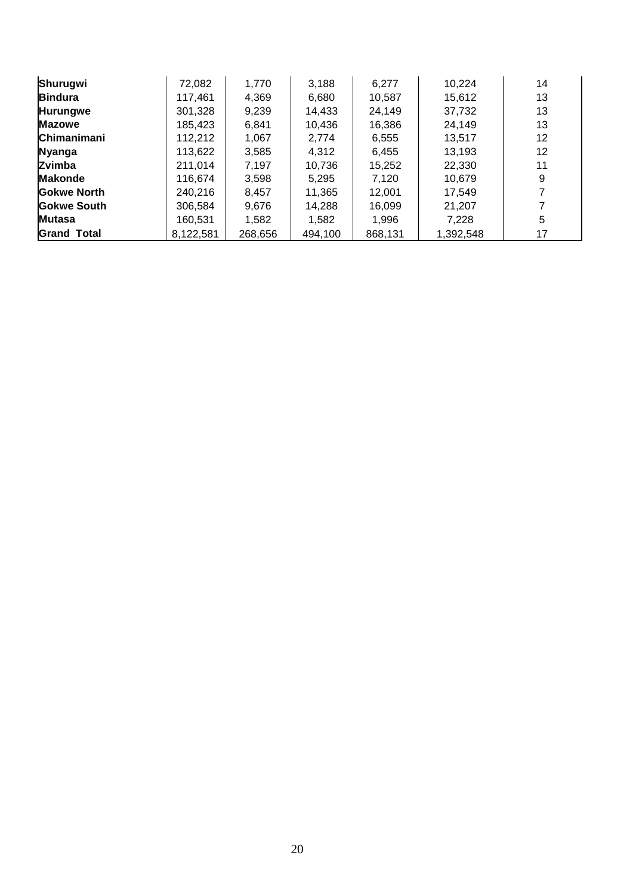| | | | | | | |
|---|---|---|---|---|---|---|
| **Shurugwi** | 72,082 | 1,770 | 3,188 | 6,277 | 10,224 | 14 |
| **Bindura** | 117,461 | 4,369 | 6,680 | 10,587 | 15,612 | 13 |
| **Hurungwe** | 301,328 | 9,239 | 14,433 | 24,149 | 37,732 | 13 |
| **Mazowe** | 185,423 | 6,841 | 10,436 | 16,386 | 24,149 | 13 |
| **Chimanimani** | 112,212 | 1,067 | 2,774 | 6,555 | 13,517 | 12 |
| **Nyanga** | 113,622 | 3,585 | 4,312 | 6,455 | 13,193 | 12 |
| **Zvimba** | 211,014 | 7,197 | 10,736 | 15,252 | 22,330 | 11 |
| **Makonde** | 116,674 | 3,598 | 5,295 | 7,120 | 10,679 | 9 |
| **Gokwe North** | 240,216 | 8,457 | 11,365 | 12,001 | 17,549 | 7 |
| **Gokwe South** | 306,584 | 9,676 | 14,288 | 16,099 | 21,207 | 7 |
| **Mutasa** | 160,531 | 1,582 | 1,582 | 1,996 | 7,228 | 5 |
| **Grand Total** | 8,122,581 | 268,656 | 494,100 | 868,131 | 1,392,548 | 17 |